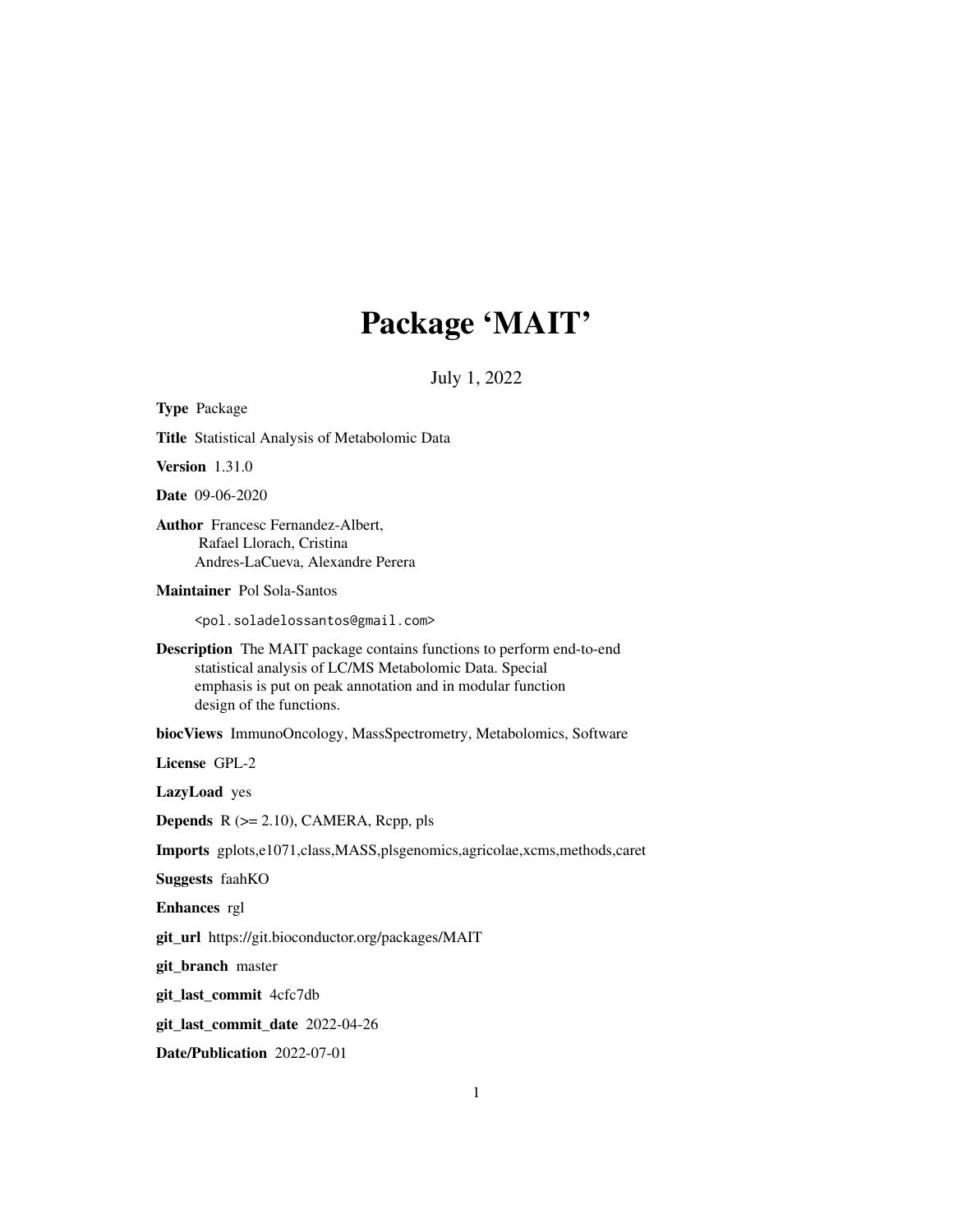# Package 'MAIT'

July 1, 2022

**Type** Package

**Title** Statistical Analysis of Metabolomic Data

**Version** 1.31.0

**Date** 09-06-2020

**Author** Francesc Fernandez-Albert, Rafael Llorach, Cristina Andres-LaCueva, Alexandre Perera

**Maintainer** Pol Sola-Santos

<pol.soladelossantos@gmail.com>

**Description** The MAIT package contains functions to perform end-to-end statistical analysis of LC/MS Metabolomic Data. Special emphasis is put on peak annotation and in modular function design of the functions.

**biocViews** ImmunoOncology, MassSpectrometry, Metabolomics, Software

**License** GPL-2

**LazyLoad** yes

**Depends** R (>= 2.10), CAMERA, Rcpp, pls

**Imports** gplots,e1071,class,MASS,plsgenomics,agricolae,xcms,methods,caret

**Suggests** faahKO

**Enhances** rgl

**git_url** https://git.bioconductor.org/packages/MAIT

**git_branch** master

**git_last_commit** 4cfc7db

**git_last_commit_date** 2022-04-26

**Date/Publication** 2022-07-01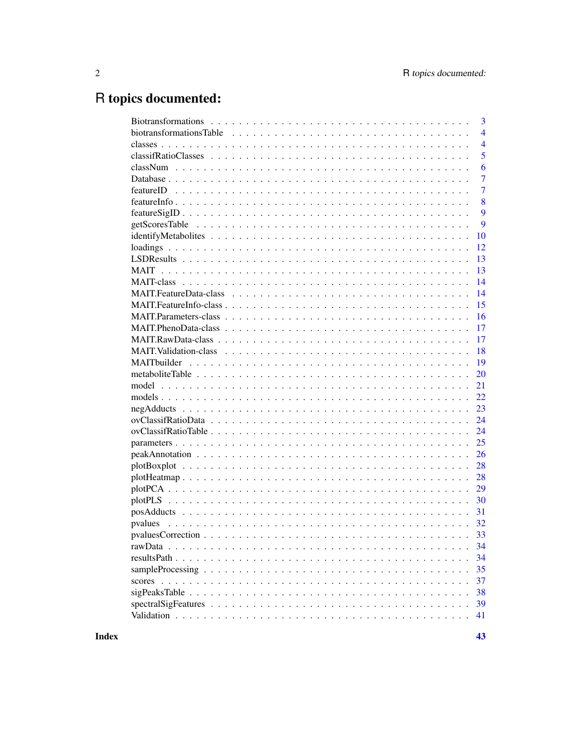# R topics documented:

| | |
|---|---|
| Biotransformations | 3 |
| biotransformationsTable | 4 |
| classes | 4 |
| classifRatioClasses | 5 |
| classNum | 6 |
| Database | 7 |
| featureID | 7 |
| featureInfo | 8 |
| featureSigID | 9 |
| getScoresTable | 9 |
| identifyMetabolites | 10 |
| loadings | 12 |
| LSDResults | 13 |
| MAIT | 13 |
| MAIT-class | 14 |
| MAIT.FeatureData-class | 14 |
| MAIT.FeatureInfo-class | 15 |
| MAIT.Parameters-class | 16 |
| MAIT.PhenoData-class | 17 |
| MAIT.RawData-class | 17 |
| MAIT.Validation-class | 18 |
| MAITbuilder | 19 |
| metaboliteTable | 20 |
| model | 21 |
| models | 22 |
| negAdducts | 23 |
| ovClassifRatioData | 24 |
| ovClassifRatioTable | 24 |
| parameters | 25 |
| peakAnnotation | 26 |
| plotBoxplot | 28 |
| plotHeatmap | 28 |
| plotPCA | 29 |
| plotPLS | 30 |
| posAdducts | 31 |
| pvalues | 32 |
| pvaluesCorrection | 33 |
| rawData | 34 |
| resultsPath | 34 |
| sampleProcessing | 35 |
| scores | 37 |
| sigPeaksTable | 38 |
| spectralSigFeatures | 39 |
| Validation | 41 |

**Index** **43**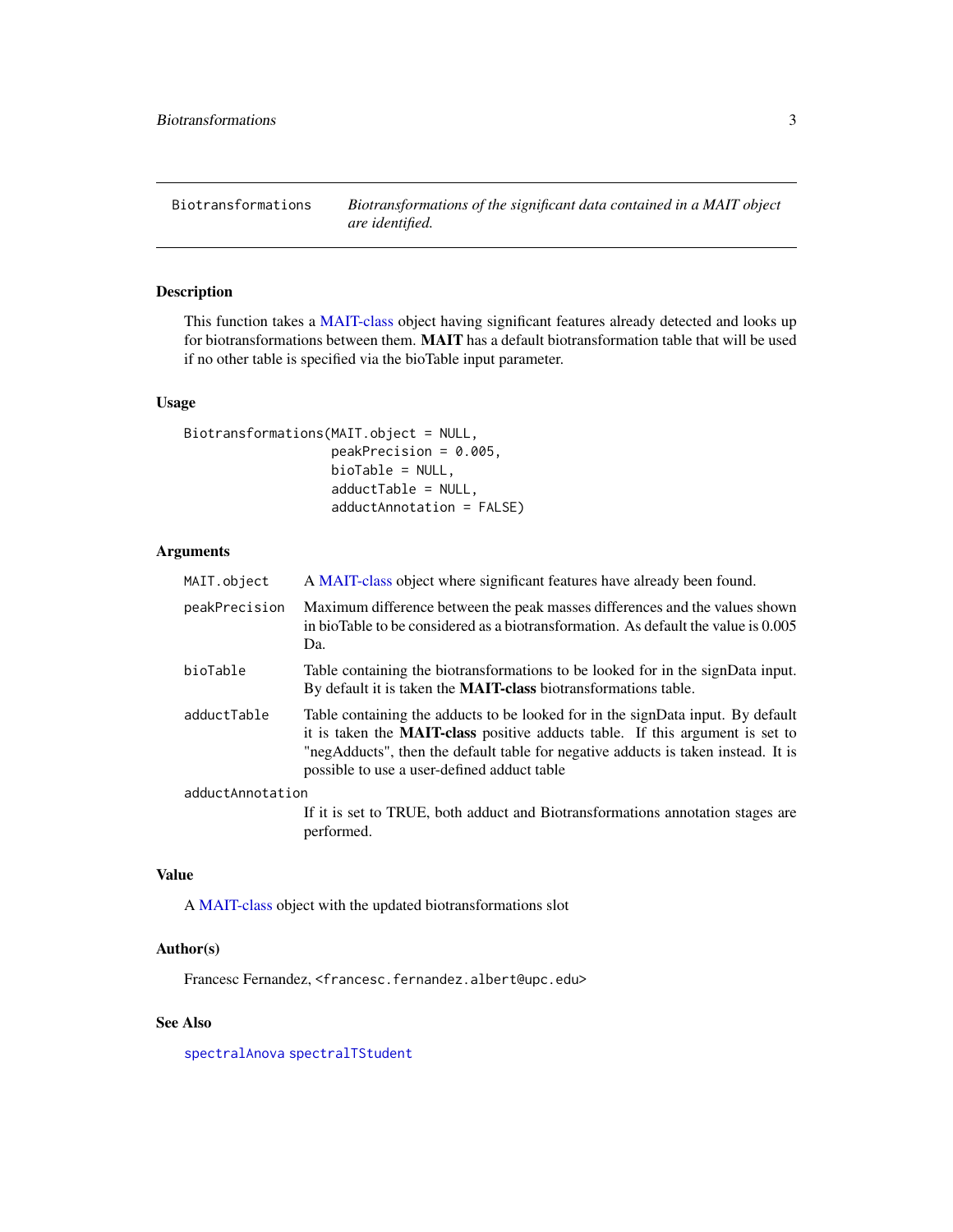Biotransformations *Biotransformations of the significant data contained in a MAIT object are identified.*

## Description

This function takes a MAIT-class object having significant features already detected and looks up for biotransformations between them. **MAIT** has a default biotransformation table that will be used if no other table is specified via the bioTable input parameter.

## Usage

```
Biotransformations(MAIT.object = NULL,
                   peakPrecision = 0.005,
                   bioTable = NULL,
                   adductTable = NULL,
                   adductAnnotation = FALSE)
```

## Arguments

| | |
|---|---|
| `MAIT.object` | A MAIT-class object where significant features have already been found. |
| `peakPrecision` | Maximum difference between the peak masses differences and the values shown in bioTable to be considered as a biotransformation. As default the value is 0.005 Da. |
| `bioTable` | Table containing the biotransformations to be looked for in the signData input. By default it is taken the **MAIT-class** biotransformations table. |
| `adductTable` | Table containing the adducts to be looked for in the signData input. By default it is taken the **MAIT-class** positive adducts table. If this argument is set to "negAdducts", then the default table for negative adducts is taken instead. It is possible to use a user-defined adduct table |
| `adductAnnotation` | If it is set to TRUE, both adduct and Biotransformations annotation stages are performed. |

## Value

A MAIT-class object with the updated biotransformations slot

## Author(s)

Francesc Fernandez, <francesc.fernandez.albert@upc.edu>

## See Also

`spectralAnova` `spectralTStudent`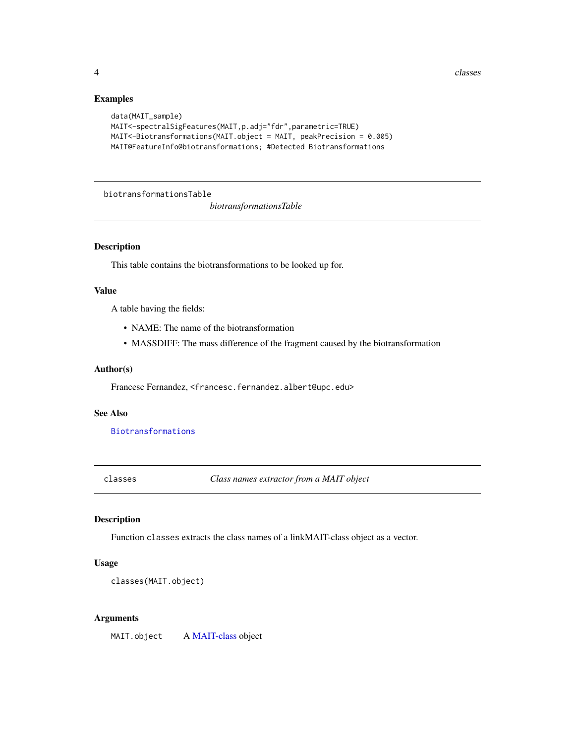## Examples

```
data(MAIT_sample)
MAIT<-spectralSigFeatures(MAIT,p.adj="fdr",parametric=TRUE)
MAIT<-Biotransformations(MAIT.object = MAIT, peakPrecision = 0.005)
MAIT@FeatureInfo@biotransformations; #Detected Biotransformations
```

---

# biotransformationsTable    *biotransformationsTable*

---

## Description

This table contains the biotransformations to be looked up for.

## Value

A table having the fields:

- NAME: The name of the biotransformation
- MASSDIFF: The mass difference of the fragment caused by the biotransformation

## Author(s)

Francesc Fernandez, <francesc.fernandez.albert@upc.edu>

## See Also

`Biotransformations`

---

# classes    *Class names extractor from a MAIT object*

---

## Description

Function `classes` extracts the class names of a linkMAIT-class object as a vector.

## Usage

```
classes(MAIT.object)
```

## Arguments

| | |
|---|---|
| `MAIT.object` | A MAIT-class object |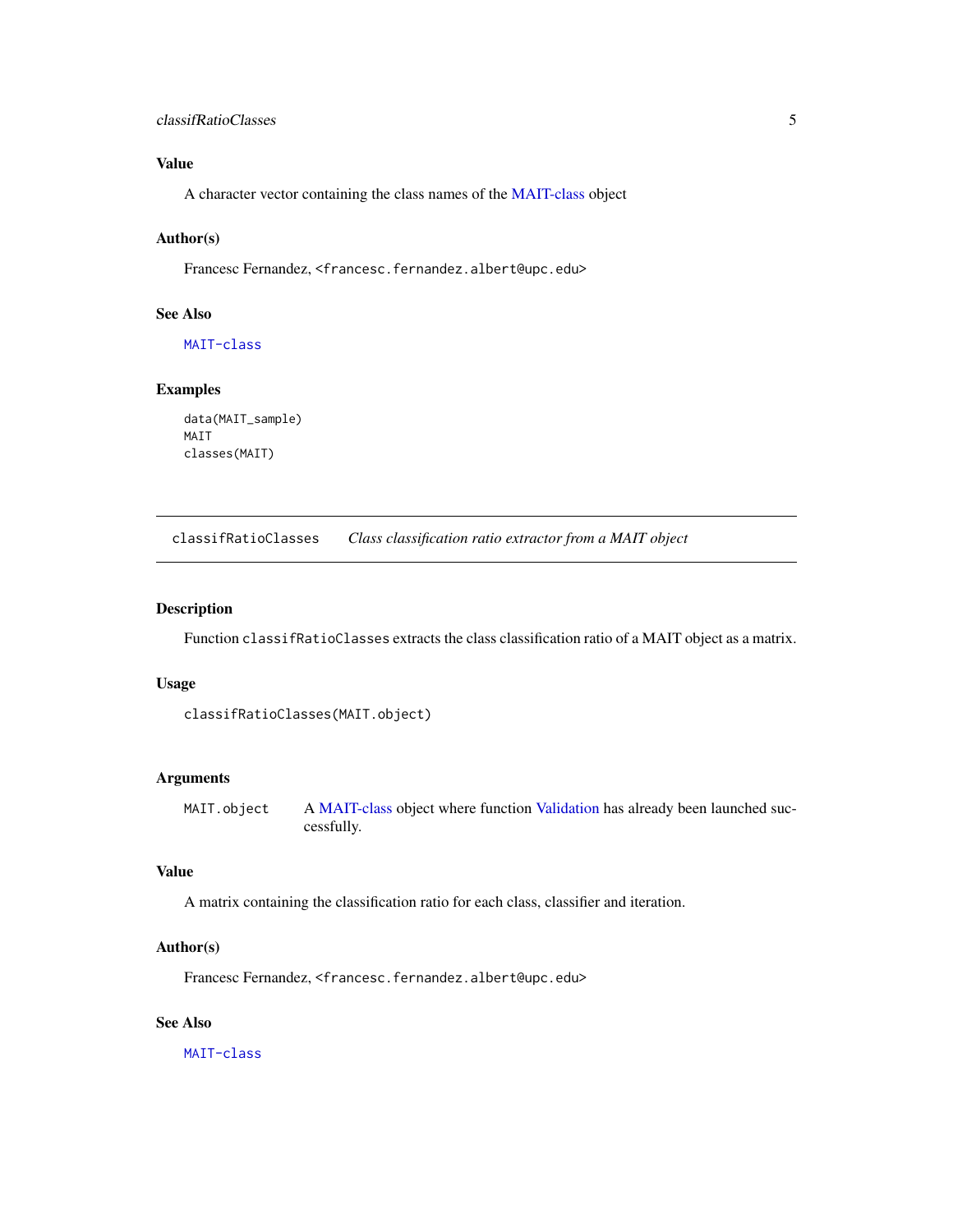### Value

A character vector containing the class names of the MAIT-class object

### Author(s)

Francesc Fernandez, <francesc.fernandez.albert@upc.edu>

### See Also

`MAIT-class`

### Examples

```
data(MAIT_sample)
MAIT
classes(MAIT)
```

---

## classifRatioClasses *Class classification ratio extractor from a MAIT object*

---

### Description

Function `classifRatioClasses` extracts the class classification ratio of a MAIT object as a matrix.

### Usage

```
classifRatioClasses(MAIT.object)
```

### Arguments

| | |
|---|---|
| `MAIT.object` | A MAIT-class object where function Validation has already been launched successfully. |

### Value

A matrix containing the classification ratio for each class, classifier and iteration.

### Author(s)

Francesc Fernandez, <francesc.fernandez.albert@upc.edu>

### See Also

`MAIT-class`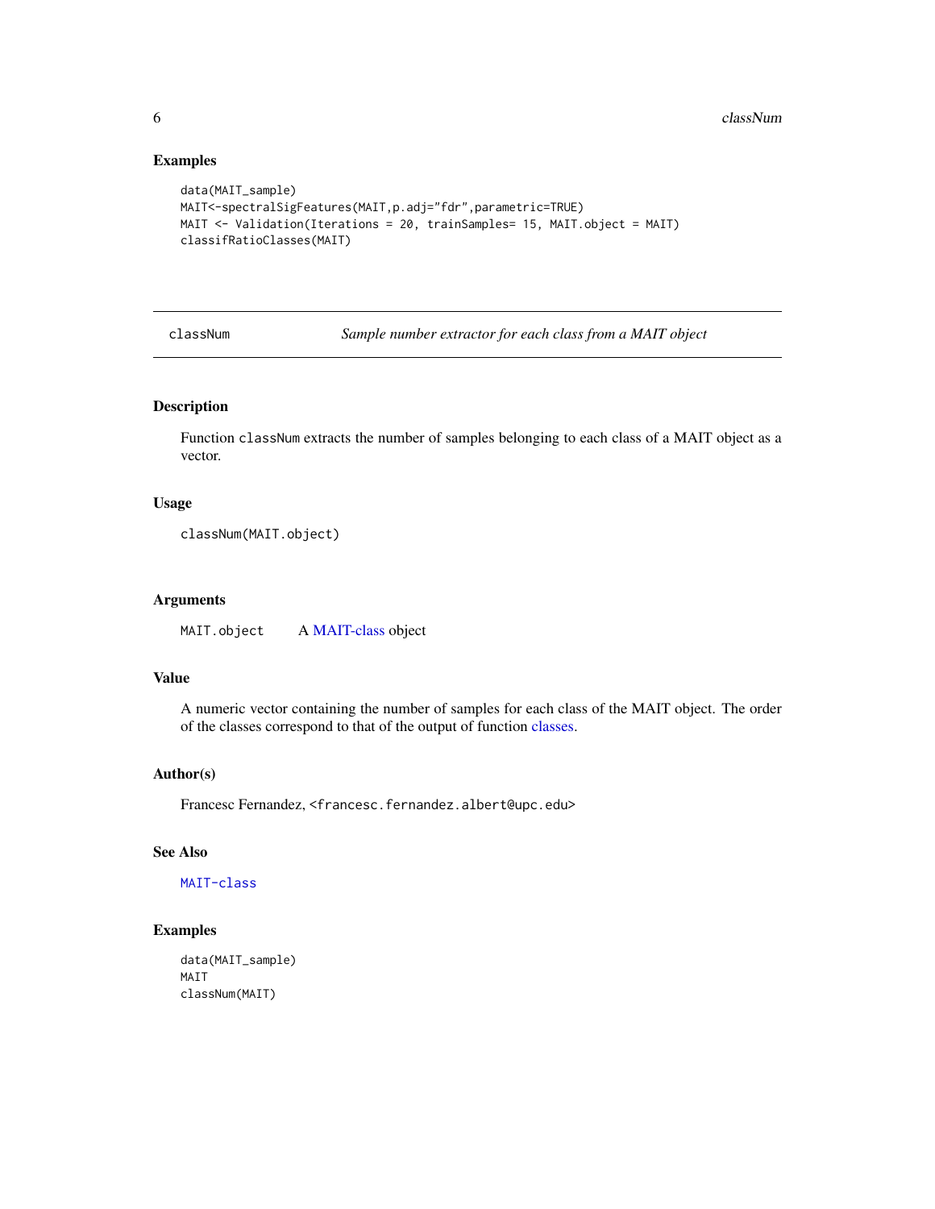## Examples

```
data(MAIT_sample)
MAIT<-spectralSigFeatures(MAIT,p.adj="fdr",parametric=TRUE)
MAIT <- Validation(Iterations = 20, trainSamples= 15, MAIT.object = MAIT)
classifRatioClasses(MAIT)
```

---

# classNum — *Sample number extractor for each class from a MAIT object*

## Description

Function `classNum` extracts the number of samples belonging to each class of a MAIT object as a vector.

## Usage

```
classNum(MAIT.object)
```

## Arguments

| | |
|---|---|
| `MAIT.object` | A MAIT-class object |

## Value

A numeric vector containing the number of samples for each class of the MAIT object. The order of the classes correspond to that of the output of function classes.

## Author(s)

Francesc Fernandez, <francesc.fernandez.albert@upc.edu>

## See Also

`MAIT-class`

## Examples

```
data(MAIT_sample)
MAIT
classNum(MAIT)
```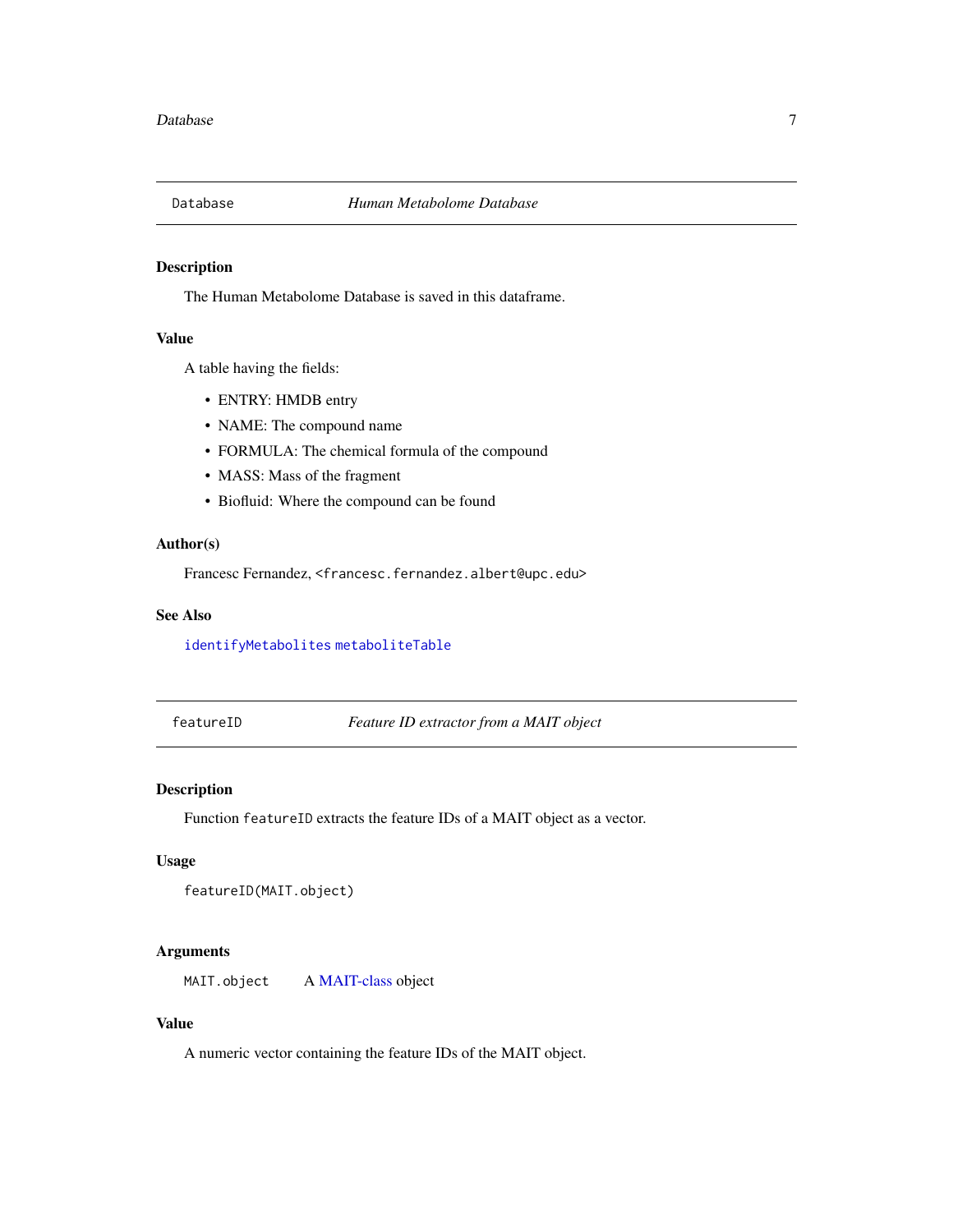## Database — *Human Metabolome Database*

### Description

The Human Metabolome Database is saved in this dataframe.

### Value

A table having the fields:

- ENTRY: HMDB entry
- NAME: The compound name
- FORMULA: The chemical formula of the compound
- MASS: Mass of the fragment
- Biofluid: Where the compound can be found

### Author(s)

Francesc Fernandez, <francesc.fernandez.albert@upc.edu>

### See Also

identifyMetabolites metaboliteTable

## featureID — *Feature ID extractor from a MAIT object*

### Description

Function `featureID` extracts the feature IDs of a MAIT object as a vector.

### Usage

```
featureID(MAIT.object)
```

### Arguments

| | |
|---|---|
| MAIT.object | A MAIT-class object |

### Value

A numeric vector containing the feature IDs of the MAIT object.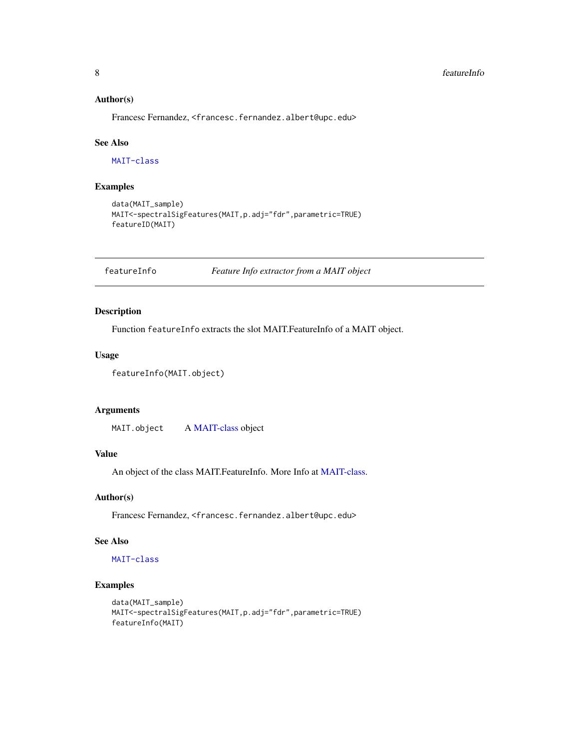### Author(s)

Francesc Fernandez, <francesc.fernandez.albert@upc.edu>

### See Also

MAIT-class

### Examples

```
data(MAIT_sample)
MAIT<-spectralSigFeatures(MAIT,p.adj="fdr",parametric=TRUE)
featureID(MAIT)
```

---

## featureInfo *Feature Info extractor from a MAIT object*

---

### Description

Function `featureInfo` extracts the slot MAIT.FeatureInfo of a MAIT object.

### Usage

```
featureInfo(MAIT.object)
```

### Arguments

| | |
|---|---|
| `MAIT.object` | A MAIT-class object |

### Value

An object of the class MAIT.FeatureInfo. More Info at MAIT-class.

### Author(s)

Francesc Fernandez, <francesc.fernandez.albert@upc.edu>

### See Also

MAIT-class

### Examples

```
data(MAIT_sample)
MAIT<-spectralSigFeatures(MAIT,p.adj="fdr",parametric=TRUE)
featureInfo(MAIT)
```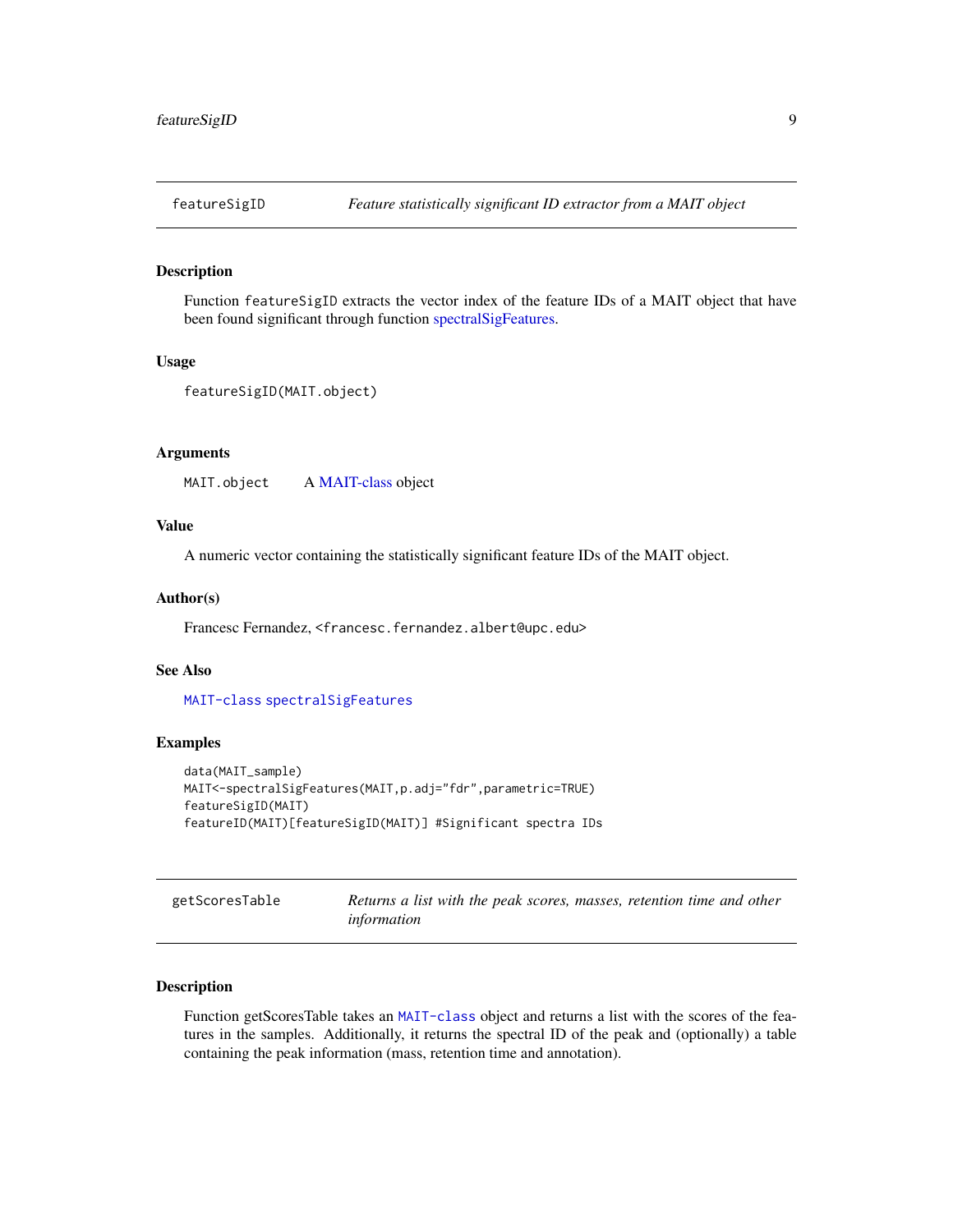## featureSigID — *Feature statistically significant ID extractor from a MAIT object*

### Description

Function `featureSigID` extracts the vector index of the feature IDs of a MAIT object that have been found significant through function spectralSigFeatures.

### Usage

```
featureSigID(MAIT.object)
```

### Arguments

| | |
|---|---|
| `MAIT.object` | A MAIT-class object |

### Value

A numeric vector containing the statistically significant feature IDs of the MAIT object.

### Author(s)

Francesc Fernandez, `<francesc.fernandez.albert@upc.edu>`

### See Also

`MAIT-class` `spectralSigFeatures`

### Examples

```
data(MAIT_sample)
MAIT<-spectralSigFeatures(MAIT,p.adj="fdr",parametric=TRUE)
featureSigID(MAIT)
featureID(MAIT)[featureSigID(MAIT)] #Significant spectra IDs
```

## getScoresTable — *Returns a list with the peak scores, masses, retention time and other information*

### Description

Function getScoresTable takes an `MAIT-class` object and returns a list with the scores of the features in the samples. Additionally, it returns the spectral ID of the peak and (optionally) a table containing the peak information (mass, retention time and annotation).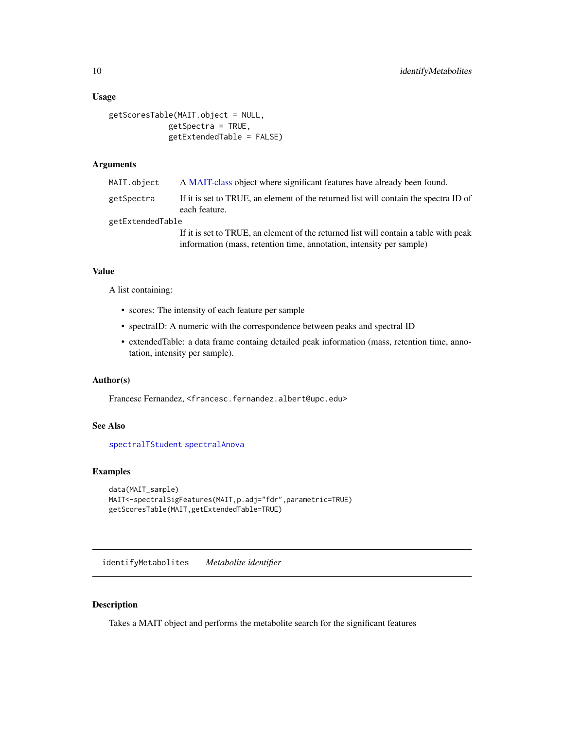## Usage

```
getScoresTable(MAIT.object = NULL,
             getSpectra = TRUE,
             getExtendedTable = FALSE)
```

## Arguments

| | |
|---|---|
| MAIT.object | A MAIT-class object where significant features have already been found. |
| getSpectra | If it is set to TRUE, an element of the returned list will contain the spectra ID of each feature. |
| getExtendedTable | If it is set to TRUE, an element of the returned list will contain a table with peak information (mass, retention time, annotation, intensity per sample) |

## Value

A list containing:

- scores: The intensity of each feature per sample
- spectraID: A numeric with the correspondence between peaks and spectral ID
- extendedTable: a data frame containg detailed peak information (mass, retention time, annotation, intensity per sample).

## Author(s)

Francesc Fernandez, <francesc.fernandez.albert@upc.edu>

## See Also

spectralTStudent spectralAnova

## Examples

```
data(MAIT_sample)
MAIT<-spectralSigFeatures(MAIT,p.adj="fdr",parametric=TRUE)
getScoresTable(MAIT,getExtendedTable=TRUE)
```

---

# identifyMetabolites *Metabolite identifier*

---

## Description

Takes a MAIT object and performs the metabolite search for the significant features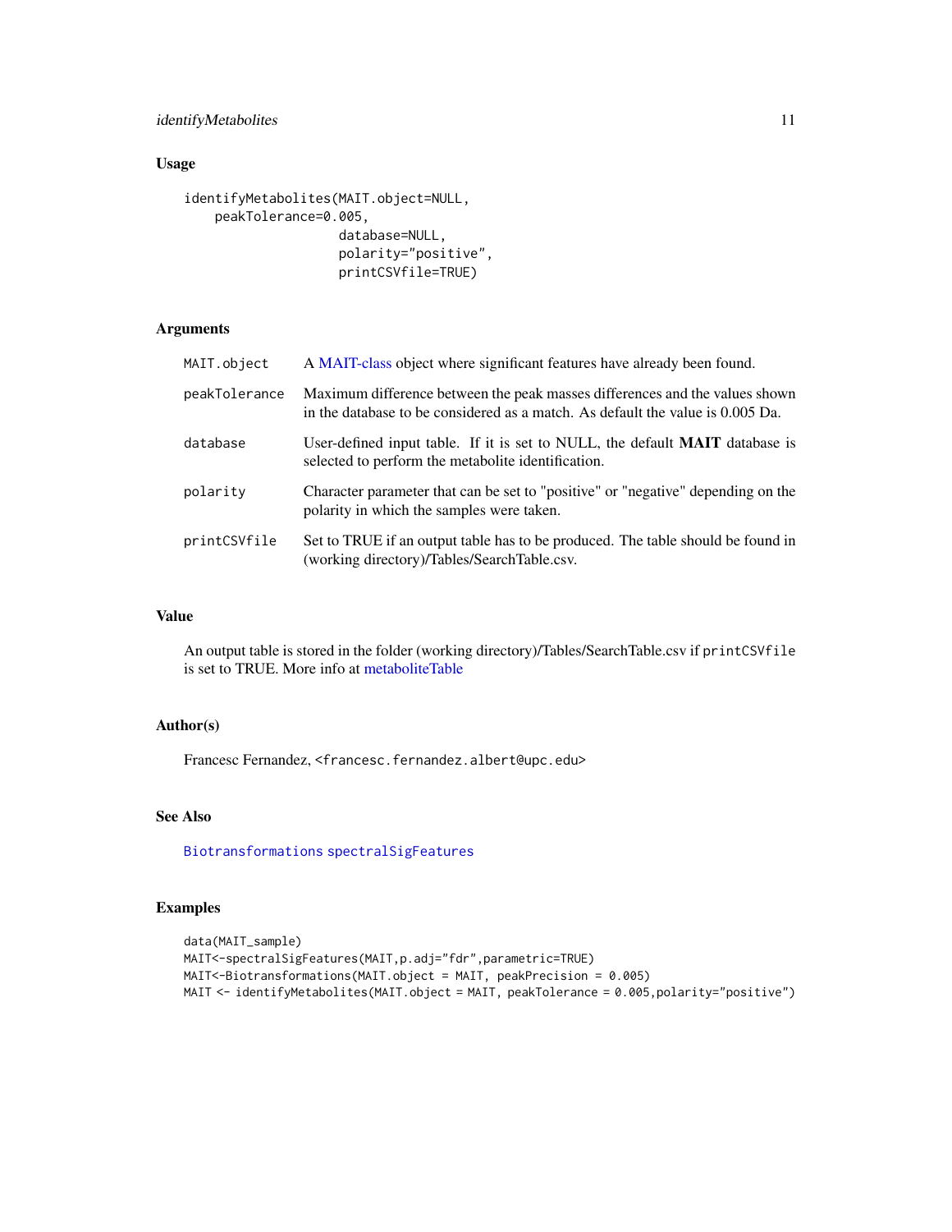### Usage

```
identifyMetabolites(MAIT.object=NULL,
    peakTolerance=0.005,
                    database=NULL,
                    polarity="positive",
                    printCSVfile=TRUE)
```

### Arguments

| | |
|---|---|
| `MAIT.object` | A MAIT-class object where significant features have already been found. |
| `peakTolerance` | Maximum difference between the peak masses differences and the values shown in the database to be considered as a match. As default the value is 0.005 Da. |
| `database` | User-defined input table. If it is set to NULL, the default **MAIT** database is selected to perform the metabolite identification. |
| `polarity` | Character parameter that can be set to "positive" or "negative" depending on the polarity in which the samples were taken. |
| `printCSVfile` | Set to TRUE if an output table has to be produced. The table should be found in (working directory)/Tables/SearchTable.csv. |

### Value

An output table is stored in the folder (working directory)/Tables/SearchTable.csv if `printCSVfile` is set to TRUE. More info at metaboliteTable

### Author(s)

Francesc Fernandez, `<francesc.fernandez.albert@upc.edu>`

### See Also

`Biotransformations` `spectralSigFeatures`

### Examples

```
data(MAIT_sample)
MAIT<-spectralSigFeatures(MAIT,p.adj="fdr",parametric=TRUE)
MAIT<-Biotransformations(MAIT.object = MAIT, peakPrecision = 0.005)
MAIT <- identifyMetabolites(MAIT.object = MAIT, peakTolerance = 0.005,polarity="positive")
```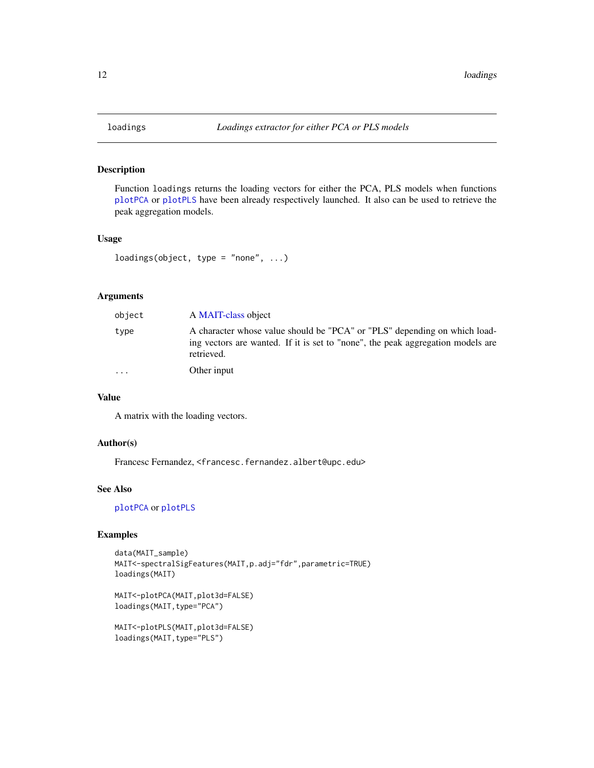# loadings — *Loadings extractor for either PCA or PLS models*

## Description

Function `loadings` returns the loading vectors for either the PCA, PLS models when functions `plotPCA` or `plotPLS` have been already respectively launched. It also can be used to retrieve the peak aggregation models.

## Usage

```
loadings(object, type = "none", ...)
```

## Arguments

| | |
|---|---|
| `object` | A MAIT-class object |
| `type` | A character whose value should be "PCA" or "PLS" depending on which loading vectors are wanted. If it is set to "none", the peak aggregation models are retrieved. |
| `...` | Other input |

## Value

A matrix with the loading vectors.

## Author(s)

Francesc Fernandez, `<francesc.fernandez.albert@upc.edu>`

## See Also

`plotPCA` or `plotPLS`

## Examples

```
data(MAIT_sample)
MAIT<-spectralSigFeatures(MAIT,p.adj="fdr",parametric=TRUE)
loadings(MAIT)

MAIT<-plotPCA(MAIT,plot3d=FALSE)
loadings(MAIT,type="PCA")

MAIT<-plotPLS(MAIT,plot3d=FALSE)
loadings(MAIT,type="PLS")
```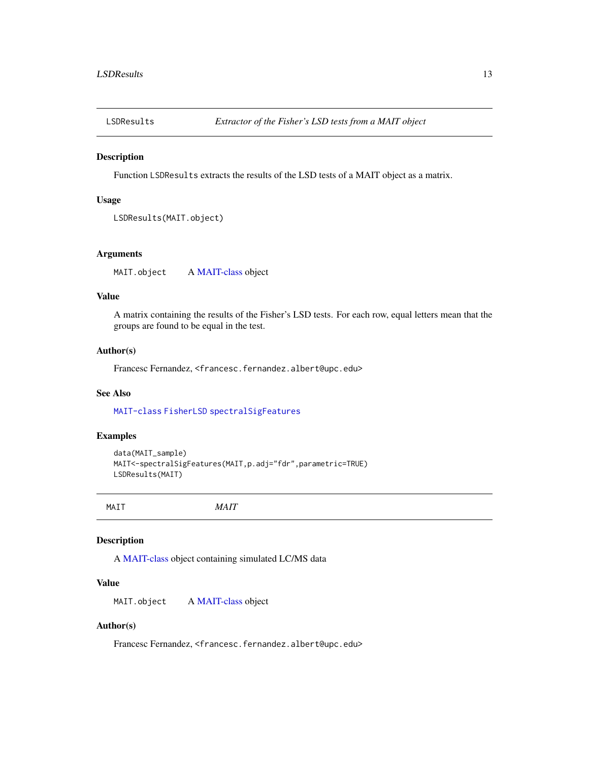## LSDResults *Extractor of the Fisher's LSD tests from a MAIT object*

### Description

Function `LSDResults` extracts the results of the LSD tests of a MAIT object as a matrix.

### Usage

```
LSDResults(MAIT.object)
```

### Arguments

`MAIT.object` A MAIT-class object

### Value

A matrix containing the results of the Fisher's LSD tests. For each row, equal letters mean that the groups are found to be equal in the test.

### Author(s)

Francesc Fernandez, <francesc.fernandez.albert@upc.edu>

### See Also

`MAIT-class` `FisherLSD` `spectralSigFeatures`

### Examples

```
data(MAIT_sample)
MAIT<-spectralSigFeatures(MAIT,p.adj="fdr",parametric=TRUE)
LSDResults(MAIT)
```

## MAIT *MAIT*

### Description

A MAIT-class object containing simulated LC/MS data

### Value

`MAIT.object` A MAIT-class object

### Author(s)

Francesc Fernandez, <francesc.fernandez.albert@upc.edu>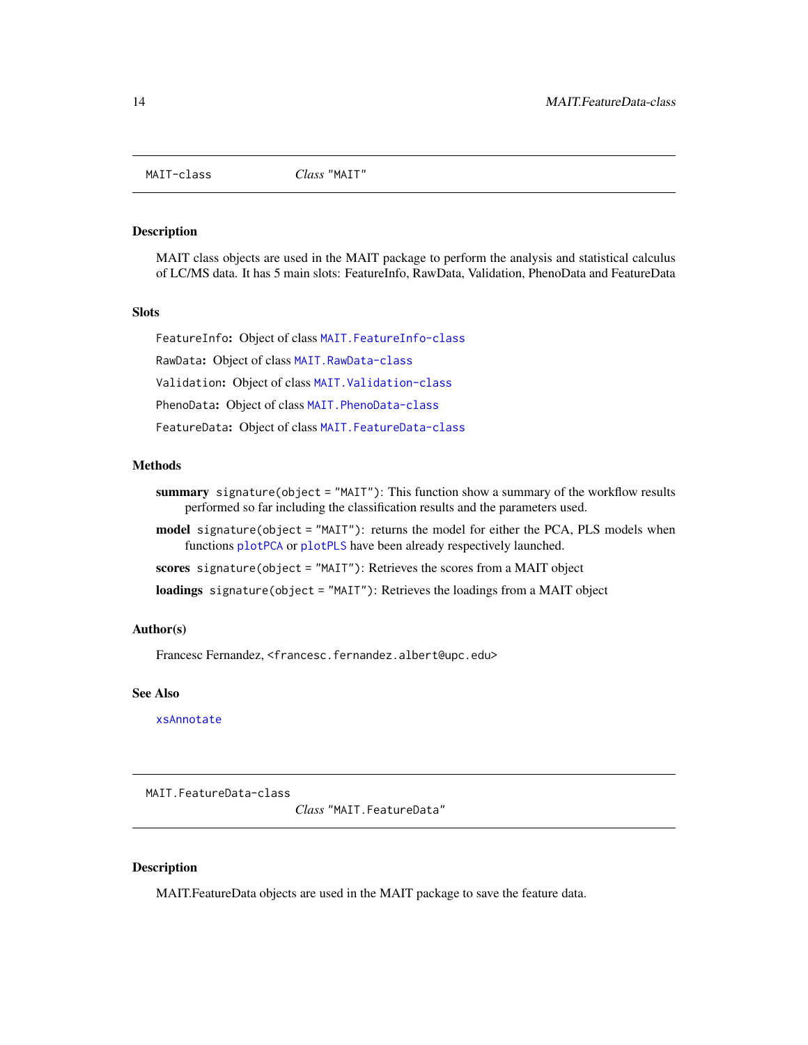MAIT-class *Class* "MAIT"

## Description

MAIT class objects are used in the MAIT package to perform the analysis and statistical calculus of LC/MS data. It has 5 main slots: FeatureInfo, RawData, Validation, PhenoData and FeatureData

## Slots

`FeatureInfo`: Object of class `MAIT.FeatureInfo-class`

`RawData`: Object of class `MAIT.RawData-class`

`Validation`: Object of class `MAIT.Validation-class`

`PhenoData`: Object of class `MAIT.PhenoData-class`

`FeatureData`: Object of class `MAIT.FeatureData-class`

## Methods

**summary** `signature(object = "MAIT")`: This function show a summary of the workflow results performed so far including the classification results and the parameters used.

**model** `signature(object = "MAIT")`: returns the model for either the PCA, PLS models when functions `plotPCA` or `plotPLS` have been already respectively launched.

**scores** `signature(object = "MAIT")`: Retrieves the scores from a MAIT object

**loadings** `signature(object = "MAIT")`: Retrieves the loadings from a MAIT object

## Author(s)

Francesc Fernandez, <francesc.fernandez.albert@upc.edu>

## See Also

`xsAnnotate`

---

MAIT.FeatureData-class *Class* "MAIT.FeatureData"

## Description

MAIT.FeatureData objects are used in the MAIT package to save the feature data.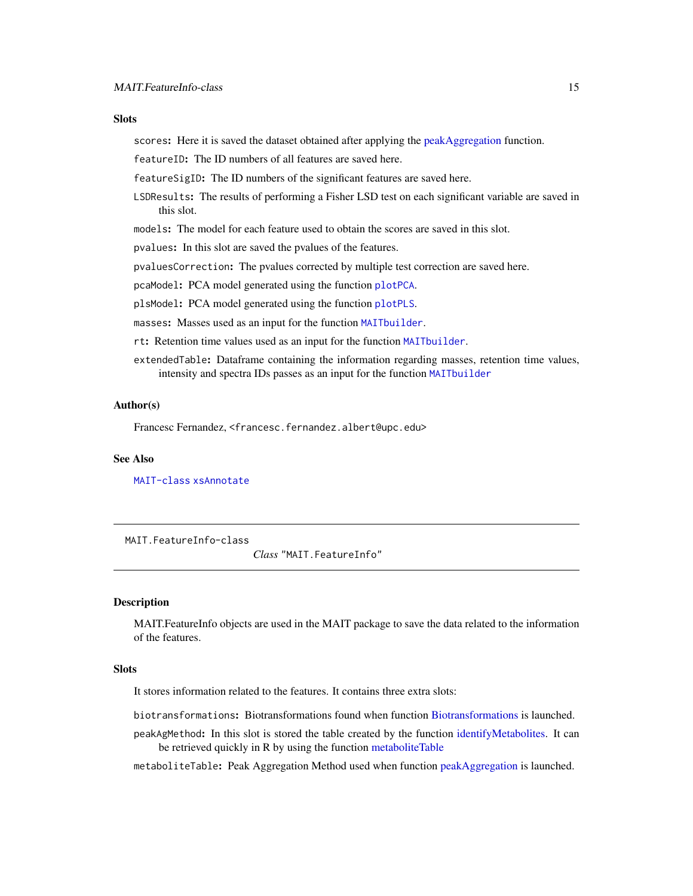## Slots

scores: Here it is saved the dataset obtained after applying the peakAggregation function.

featureID: The ID numbers of all features are saved here.

featureSigID: The ID numbers of the significant features are saved here.

LSDResults: The results of performing a Fisher LSD test on each significant variable are saved in this slot.

models: The model for each feature used to obtain the scores are saved in this slot.

pvalues: In this slot are saved the pvalues of the features.

pvaluesCorrection: The pvalues corrected by multiple test correction are saved here.

pcaModel: PCA model generated using the function plotPCA.

plsModel: PCA model generated using the function plotPLS.

masses: Masses used as an input for the function MAITbuilder.

rt: Retention time values used as an input for the function MAITbuilder.

extendedTable: Dataframe containing the information regarding masses, retention time values, intensity and spectra IDs passes as an input for the function MAITbuilder

## Author(s)

Francesc Fernandez, <francesc.fernandez.albert@upc.edu>

## See Also

MAIT-class xsAnnotate

---

MAIT.FeatureInfo-class

*Class* "MAIT.FeatureInfo"

---

## Description

MAIT.FeatureInfo objects are used in the MAIT package to save the data related to the information of the features.

## Slots

It stores information related to the features. It contains three extra slots:

biotransformations: Biotransformations found when function Biotransformations is launched.

peakAgMethod: In this slot is stored the table created by the function identifyMetabolites. It can be retrieved quickly in R by using the function metaboliteTable

metaboliteTable: Peak Aggregation Method used when function peakAggregation is launched.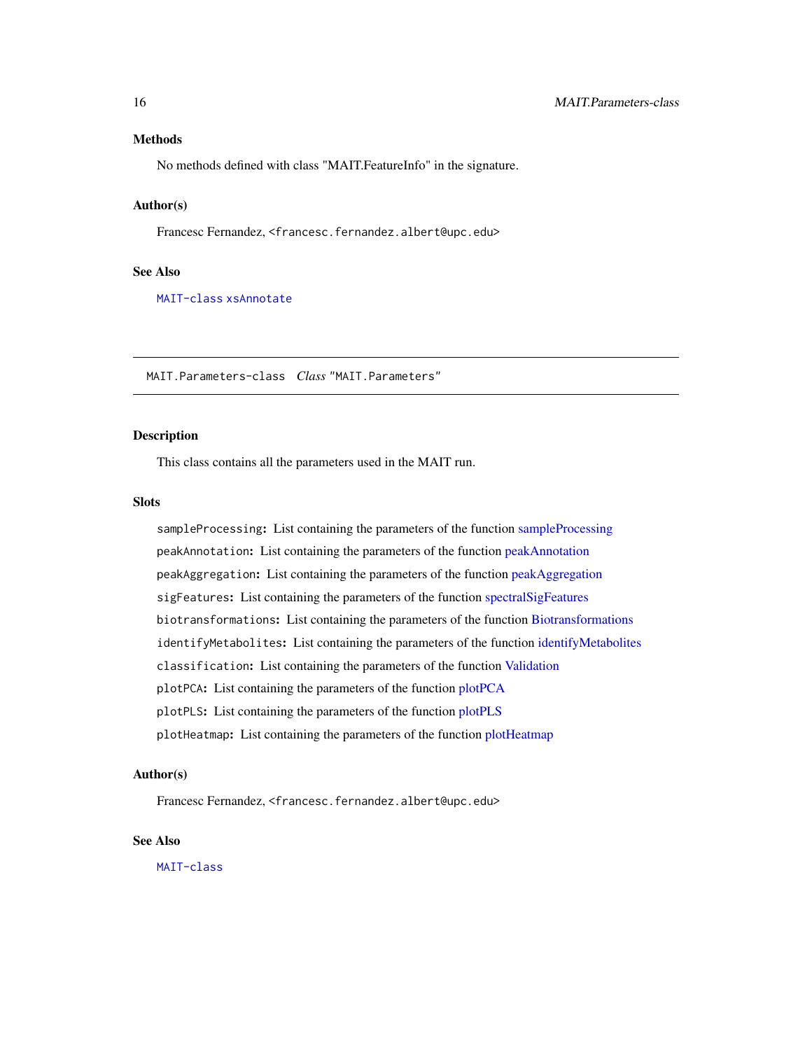## Methods

No methods defined with class "MAIT.FeatureInfo" in the signature.

## Author(s)

Francesc Fernandez, <francesc.fernandez.albert@upc.edu>

## See Also

MAIT-class xsAnnotate

---

MAIT.Parameters-class *Class* "MAIT.Parameters"

---

## Description

This class contains all the parameters used in the MAIT run.

## Slots

- sampleProcessing: List containing the parameters of the function sampleProcessing
- peakAnnotation: List containing the parameters of the function peakAnnotation
- peakAggregation: List containing the parameters of the function peakAggregation
- sigFeatures: List containing the parameters of the function spectralSigFeatures
- biotransformations: List containing the parameters of the function Biotransformations
- identifyMetabolites: List containing the parameters of the function identifyMetabolites
- classification: List containing the parameters of the function Validation
- plotPCA: List containing the parameters of the function plotPCA
- plotPLS: List containing the parameters of the function plotPLS
- plotHeatmap: List containing the parameters of the function plotHeatmap

## Author(s)

Francesc Fernandez, <francesc.fernandez.albert@upc.edu>

## See Also

MAIT-class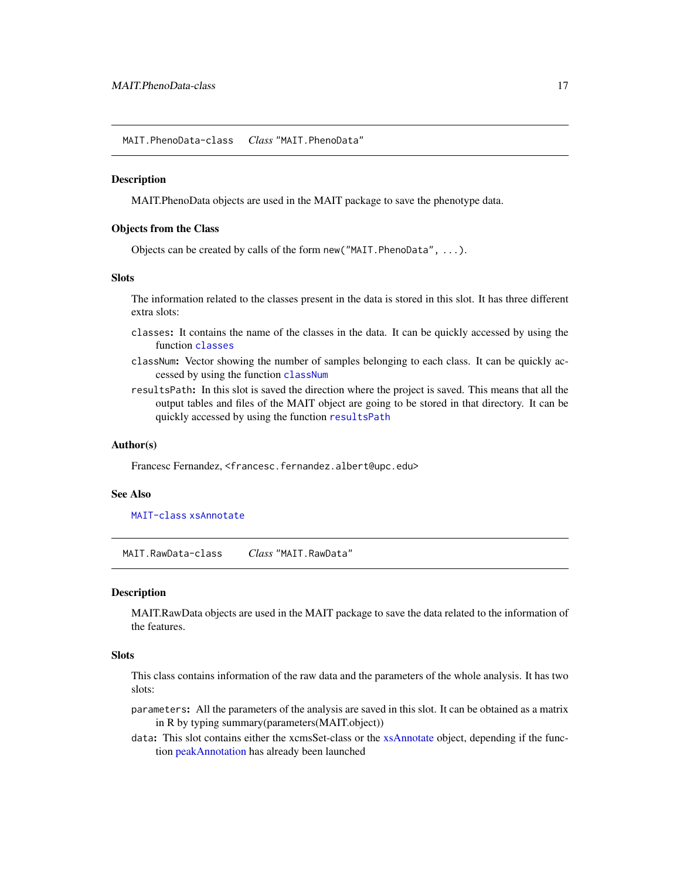## MAIT.PhenoData-class    *Class* "MAIT.PhenoData"

### Description

MAIT.PhenoData objects are used in the MAIT package to save the phenotype data.

### Objects from the Class

Objects can be created by calls of the form `new("MAIT.PhenoData", ...)`.

### Slots

The information related to the classes present in the data is stored in this slot. It has three different extra slots:

- `classes`: It contains the name of the classes in the data. It can be quickly accessed by using the function `classes`
- `classNum`: Vector showing the number of samples belonging to each class. It can be quickly accessed by using the function `classNum`
- `resultsPath`: In this slot is saved the direction where the project is saved. This means that all the output tables and files of the MAIT object are going to be stored in that directory. It can be quickly accessed by using the function `resultsPath`

### Author(s)

Francesc Fernandez, <francesc.fernandez.albert@upc.edu>

### See Also

`MAIT-class` `xsAnnotate`

## MAIT.RawData-class    *Class* "MAIT.RawData"

### Description

MAIT.RawData objects are used in the MAIT package to save the data related to the information of the features.

### Slots

This class contains information of the raw data and the parameters of the whole analysis. It has two slots:

- `parameters`: All the parameters of the analysis are saved in this slot. It can be obtained as a matrix in R by typing summary(parameters(MAIT.object))
- `data`: This slot contains either the xcmsSet-class or the xsAnnotate object, depending if the function peakAnnotation has already been launched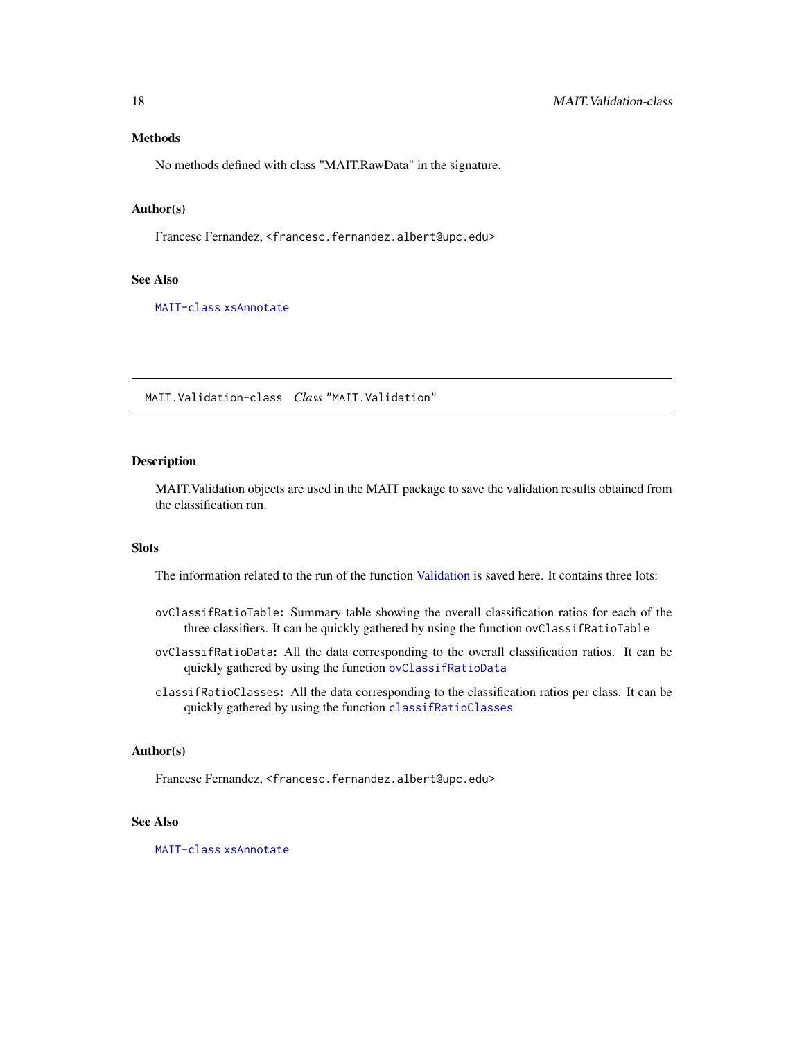### Methods

No methods defined with class "MAIT.RawData" in the signature.

### Author(s)

Francesc Fernandez, <francesc.fernandez.albert@upc.edu>

### See Also

`MAIT-class` `xsAnnotate`

---

## MAIT.Validation-class    *Class* "MAIT.Validation"

---

### Description

MAIT.Validation objects are used in the MAIT package to save the validation results obtained from the classification run.

### Slots

The information related to the run of the function Validation is saved here. It contains three lots:

- `ovClassifRatioTable`**:** Summary table showing the overall classification ratios for each of the three classifiers. It can be quickly gathered by using the function `ovClassifRatioTable`
- `ovClassifRatioData`**:** All the data corresponding to the overall classification ratios. It can be quickly gathered by using the function `ovClassifRatioData`
- `classifRatioClasses`**:** All the data corresponding to the classification ratios per class. It can be quickly gathered by using the function `classifRatioClasses`

### Author(s)

Francesc Fernandez, <francesc.fernandez.albert@upc.edu>

### See Also

`MAIT-class` `xsAnnotate`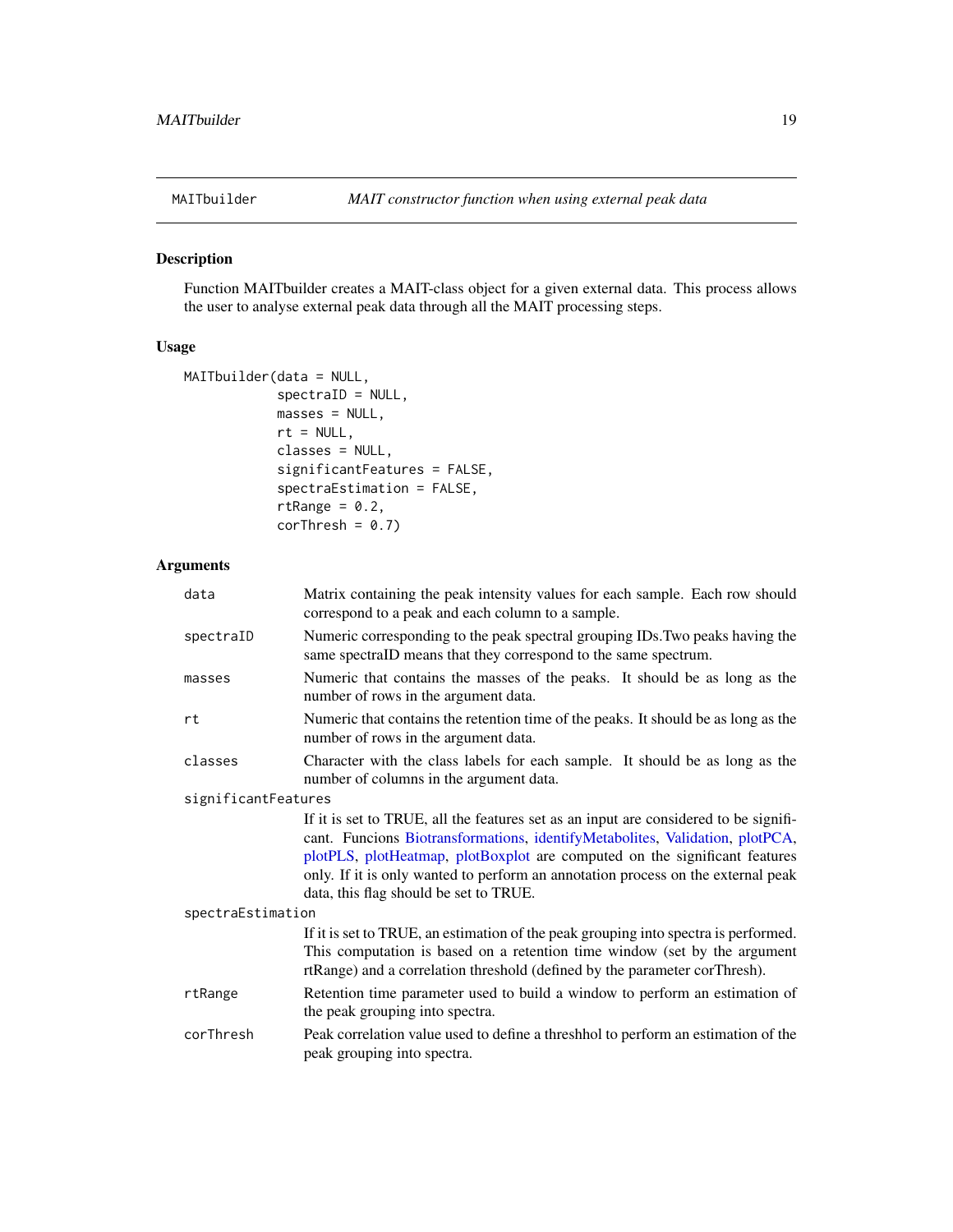# MAITbuilder — *MAIT constructor function when using external peak data*

## Description

Function MAITbuilder creates a MAIT-class object for a given external data. This process allows the user to analyse external peak data through all the MAIT processing steps.

## Usage

```
MAITbuilder(data = NULL,
            spectraID = NULL,
            masses = NULL,
            rt = NULL,
            classes = NULL,
            significantFeatures = FALSE,
            spectraEstimation = FALSE,
            rtRange = 0.2,
            corThresh = 0.7)
```

## Arguments

`data`
: Matrix containing the peak intensity values for each sample. Each row should correspond to a peak and each column to a sample.

`spectraID`
: Numeric corresponding to the peak spectral grouping IDs.Two peaks having the same spectraID means that they correspond to the same spectrum.

`masses`
: Numeric that contains the masses of the peaks. It should be as long as the number of rows in the argument data.

`rt`
: Numeric that contains the retention time of the peaks. It should be as long as the number of rows in the argument data.

`classes`
: Character with the class labels for each sample. It should be as long as the number of columns in the argument data.

`significantFeatures`
: If it is set to TRUE, all the features set as an input are considered to be significant. Funcions Biotransformations, identifyMetabolites, Validation, plotPCA, plotPLS, plotHeatmap, plotBoxplot are computed on the significant features only. If it is only wanted to perform an annotation process on the external peak data, this flag should be set to TRUE.

`spectraEstimation`
: If it is set to TRUE, an estimation of the peak grouping into spectra is performed. This computation is based on a retention time window (set by the argument rtRange) and a correlation threshold (defined by the parameter corThresh).

`rtRange`
: Retention time parameter used to build a window to perform an estimation of the peak grouping into spectra.

`corThresh`
: Peak correlation value used to define a threshhol to perform an estimation of the peak grouping into spectra.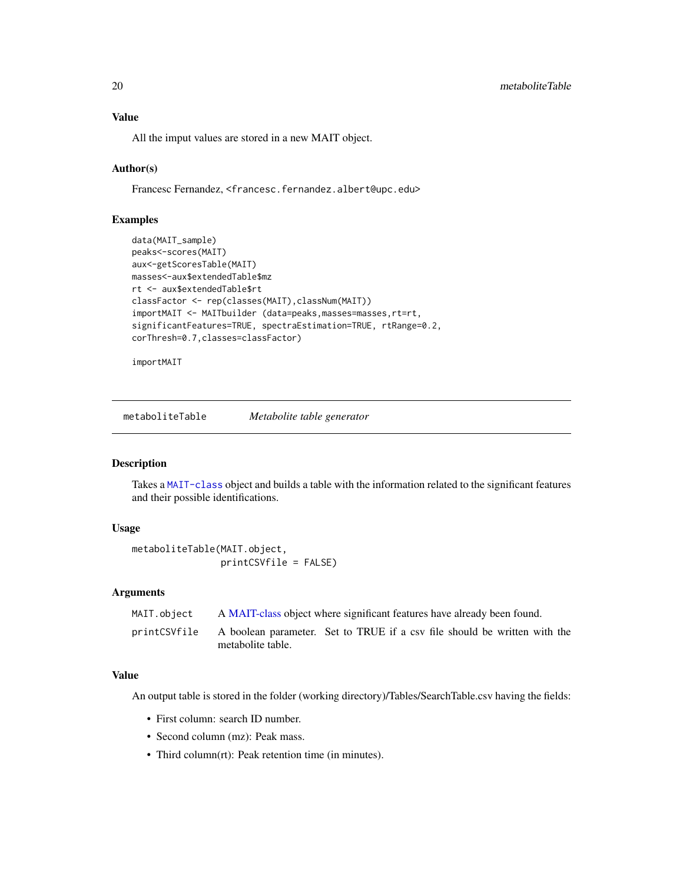### Value

All the imput values are stored in a new MAIT object.

### Author(s)

Francesc Fernandez, <francesc.fernandez.albert@upc.edu>

### Examples

```
data(MAIT_sample)
peaks<-scores(MAIT)
aux<-getScoresTable(MAIT)
masses<-aux$extendedTable$mz
rt <- aux$extendedTable$rt
classFactor <- rep(classes(MAIT),classNum(MAIT))
importMAIT <- MAITbuilder (data=peaks,masses=masses,rt=rt,
significantFeatures=TRUE, spectraEstimation=TRUE, rtRange=0.2,
corThresh=0.7,classes=classFactor)

importMAIT
```

---

## metaboliteTable *Metabolite table generator*

---

### Description

Takes a MAIT-class object and builds a table with the information related to the significant features and their possible identifications.

### Usage

```
metaboliteTable(MAIT.object,
                printCSVfile = FALSE)
```

### Arguments

| | |
|---|---|
| MAIT.object | A MAIT-class object where significant features have already been found. |
| printCSVfile | A boolean parameter. Set to TRUE if a csv file should be written with the metabolite table. |

### Value

An output table is stored in the folder (working directory)/Tables/SearchTable.csv having the fields:

- First column: search ID number.
- Second column (mz): Peak mass.
- Third column(rt): Peak retention time (in minutes).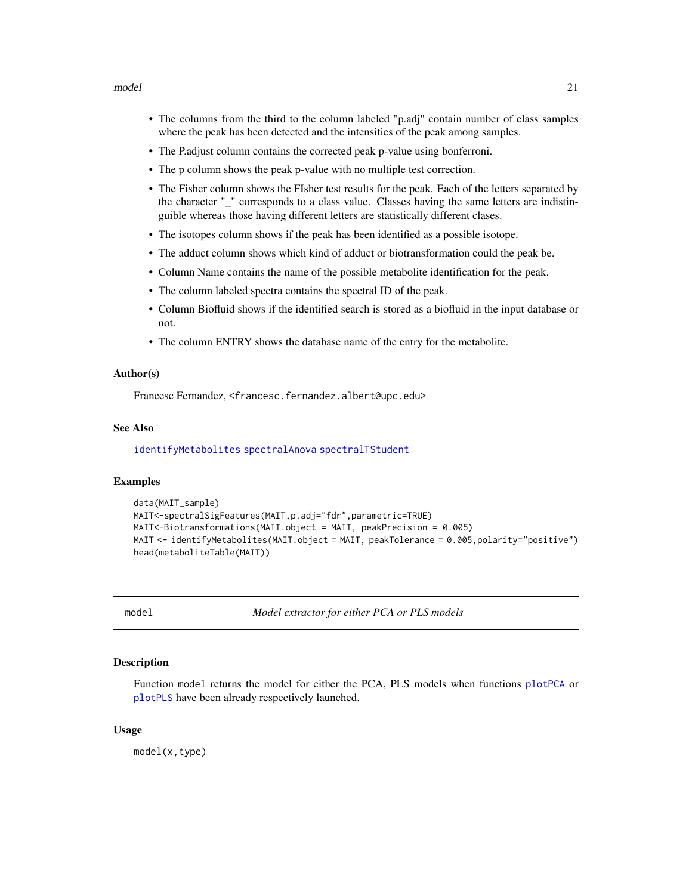- The columns from the third to the column labeled "p.adj" contain number of class samples where the peak has been detected and the intensities of the peak among samples.
- The P.adjust column contains the corrected peak p-value using bonferroni.
- The p column shows the peak p-value with no multiple test correction.
- The Fisher column shows the FIsher test results for the peak. Each of the letters separated by the character "_" corresponds to a class value. Classes having the same letters are indistinguible whereas those having different letters are statistically different clases.
- The isotopes column shows if the peak has been identified as a possible isotope.
- The adduct column shows which kind of adduct or biotransformation could the peak be.
- Column Name contains the name of the possible metabolite identification for the peak.
- The column labeled spectra contains the spectral ID of the peak.
- Column Biofluid shows if the identified search is stored as a biofluid in the input database or not.
- The column ENTRY shows the database name of the entry for the metabolite.

### Author(s)

Francesc Fernandez, <francesc.fernandez.albert@upc.edu>

### See Also

identifyMetabolites spectralAnova spectralTStudent

### Examples

```
data(MAIT_sample)
MAIT<-spectralSigFeatures(MAIT,p.adj="fdr",parametric=TRUE)
MAIT<-Biotransformations(MAIT.object = MAIT, peakPrecision = 0.005)
MAIT <- identifyMetabolites(MAIT.object = MAIT, peakTolerance = 0.005,polarity="positive")
head(metaboliteTable(MAIT))
```

---

## model — *Model extractor for either PCA or PLS models*

### Description

Function `model` returns the model for either the PCA, PLS models when functions plotPCA or plotPLS have been already respectively launched.

### Usage

```
model(x,type)
```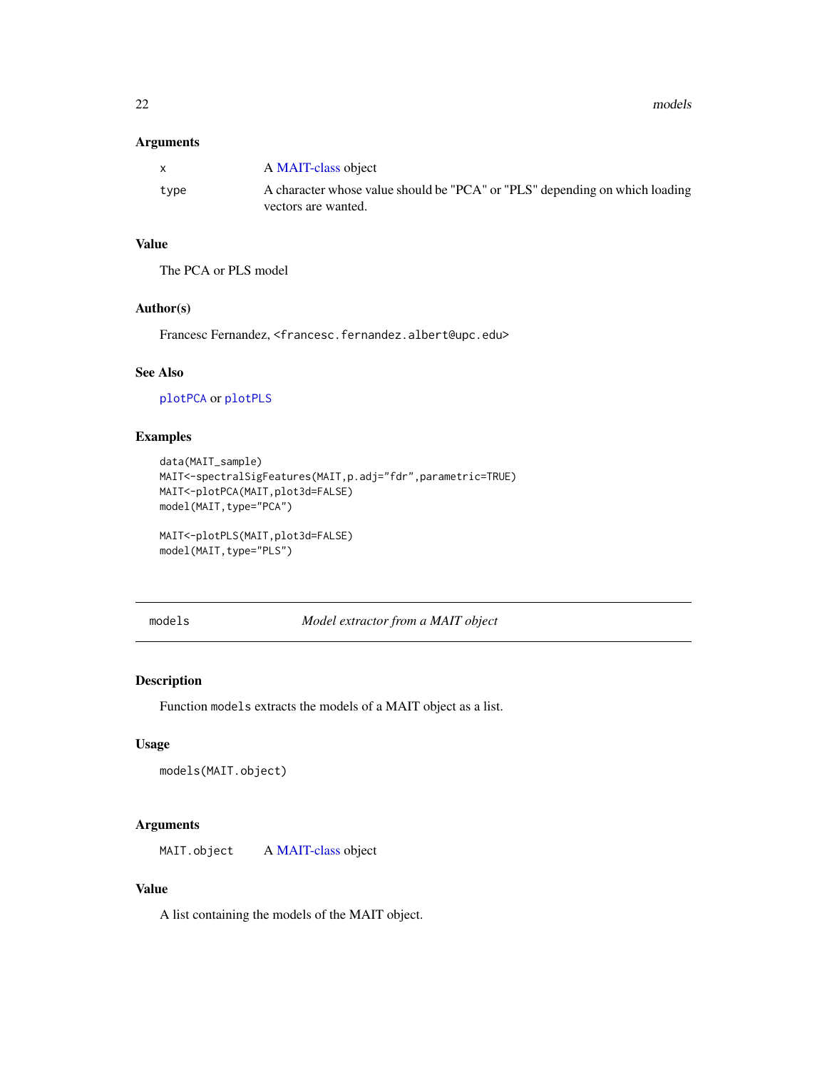### Arguments

| | |
|---|---|
| x | A MAIT-class object |
| type | A character whose value should be "PCA" or "PLS" depending on which loading vectors are wanted. |

### Value

The PCA or PLS model

### Author(s)

Francesc Fernandez, <francesc.fernandez.albert@upc.edu>

### See Also

plotPCA or plotPLS

### Examples

```
data(MAIT_sample)
MAIT<-spectralSigFeatures(MAIT,p.adj="fdr",parametric=TRUE)
MAIT<-plotPCA(MAIT,plot3d=FALSE)
model(MAIT,type="PCA")

MAIT<-plotPLS(MAIT,plot3d=FALSE)
model(MAIT,type="PLS")
```

---

## models — *Model extractor from a MAIT object*

---

### Description

Function models extracts the models of a MAIT object as a list.

### Usage

```
models(MAIT.object)
```

### Arguments

| | |
|---|---|
| MAIT.object | A MAIT-class object |

### Value

A list containing the models of the MAIT object.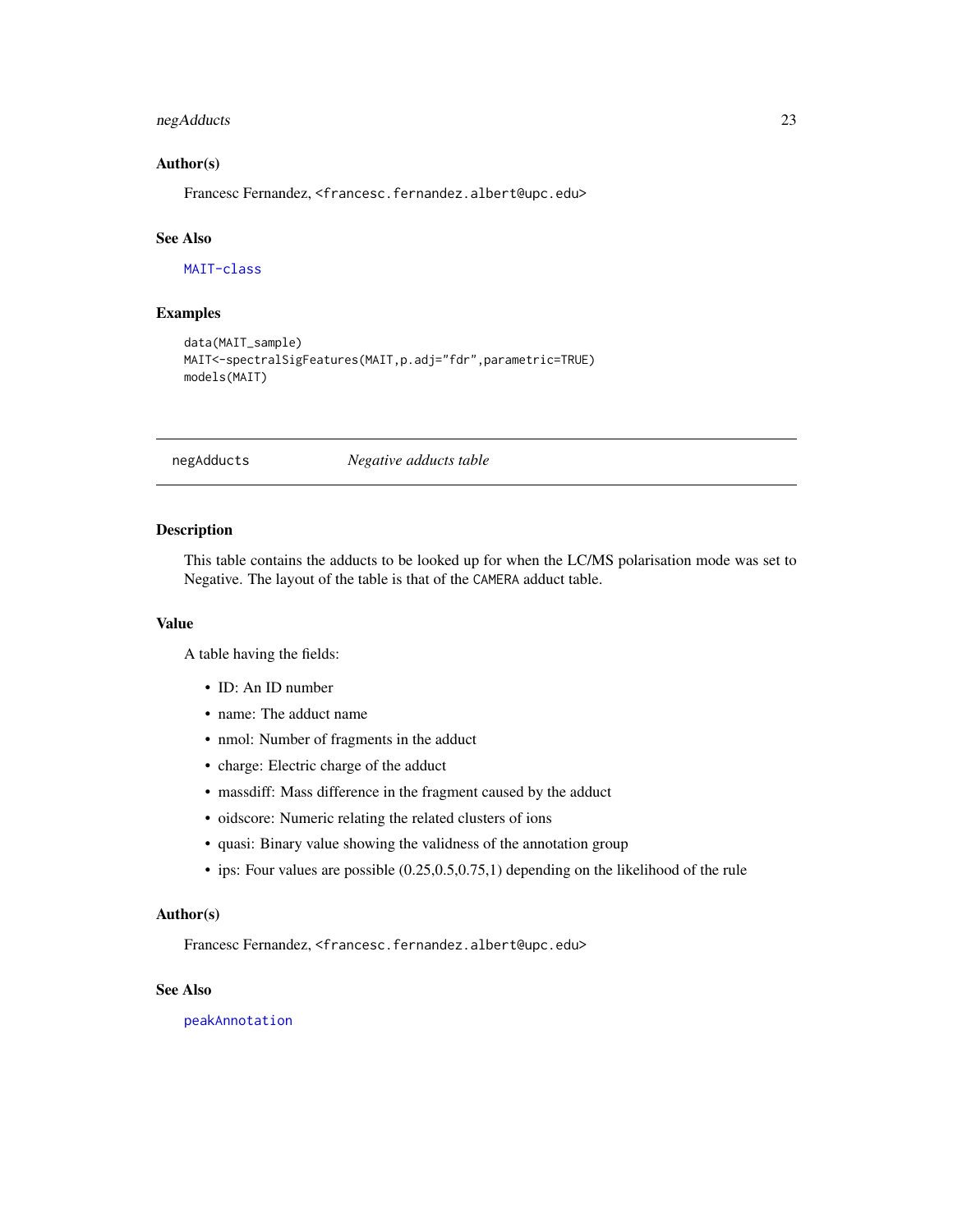### Author(s)

Francesc Fernandez, <francesc.fernandez.albert@upc.edu>

### See Also

MAIT-class

### Examples

```
data(MAIT_sample)
MAIT<-spectralSigFeatures(MAIT,p.adj="fdr",parametric=TRUE)
models(MAIT)
```

---

## negAdducts *Negative adducts table*

---

### Description

This table contains the adducts to be looked up for when the LC/MS polarisation mode was set to Negative. The layout of the table is that of the CAMERA adduct table.

### Value

A table having the fields:

- ID: An ID number
- name: The adduct name
- nmol: Number of fragments in the adduct
- charge: Electric charge of the adduct
- massdiff: Mass difference in the fragment caused by the adduct
- oidscore: Numeric relating the related clusters of ions
- quasi: Binary value showing the validness of the annotation group
- ips: Four values are possible (0.25,0.5,0.75,1) depending on the likelihood of the rule

### Author(s)

Francesc Fernandez, <francesc.fernandez.albert@upc.edu>

### See Also

peakAnnotation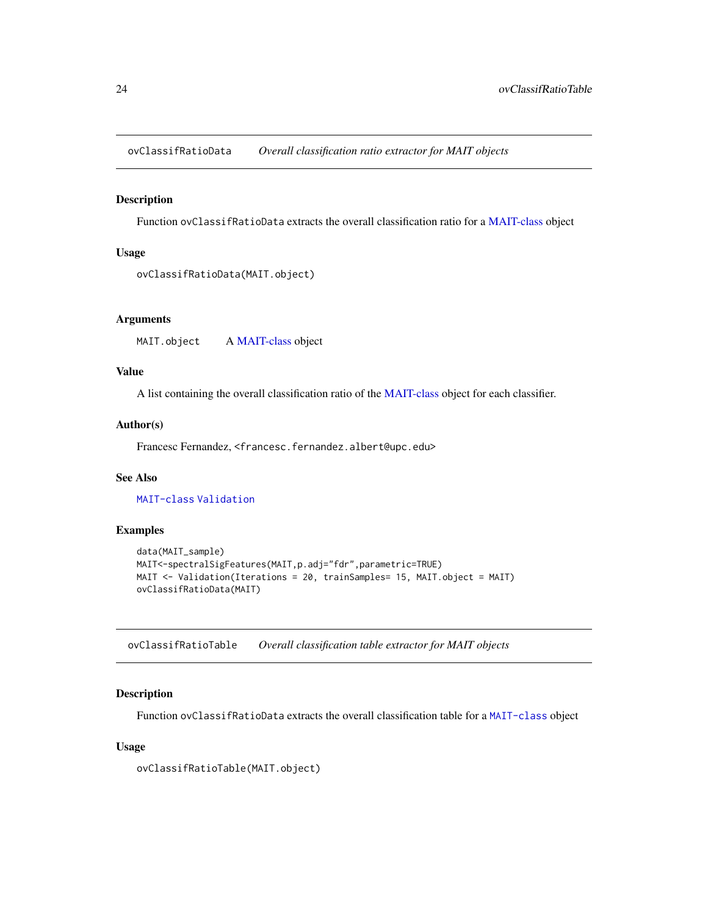## ovClassifRatioData    *Overall classification ratio extractor for MAIT objects*

### Description

Function ovClassifRatioData extracts the overall classification ratio for a MAIT-class object

### Usage

```
ovClassifRatioData(MAIT.object)
```

### Arguments

| | |
|---|---|
| MAIT.object | A MAIT-class object |

### Value

A list containing the overall classification ratio of the MAIT-class object for each classifier.

### Author(s)

Francesc Fernandez, <francesc.fernandez.albert@upc.edu>

### See Also

MAIT-class Validation

### Examples

```
data(MAIT_sample)
MAIT<-spectralSigFeatures(MAIT,p.adj="fdr",parametric=TRUE)
MAIT <- Validation(Iterations = 20, trainSamples= 15, MAIT.object = MAIT)
ovClassifRatioData(MAIT)
```

## ovClassifRatioTable    *Overall classification table extractor for MAIT objects*

### Description

Function ovClassifRatioData extracts the overall classification table for a MAIT-class object

### Usage

```
ovClassifRatioTable(MAIT.object)
```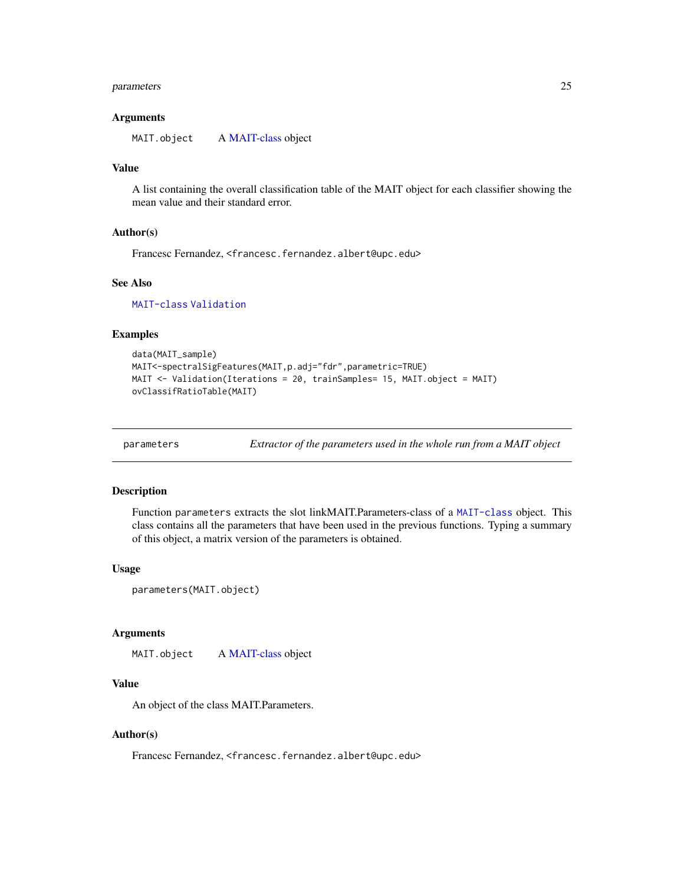### Arguments

`MAIT.object` A MAIT-class object

### Value

A list containing the overall classification table of the MAIT object for each classifier showing the mean value and their standard error.

### Author(s)

Francesc Fernandez, <francesc.fernandez.albert@upc.edu>

### See Also

`MAIT-class` `Validation`

### Examples

```
data(MAIT_sample)
MAIT<-spectralSigFeatures(MAIT,p.adj="fdr",parametric=TRUE)
MAIT <- Validation(Iterations = 20, trainSamples= 15, MAIT.object = MAIT)
ovClassifRatioTable(MAIT)
```

---

## parameters — *Extractor of the parameters used in the whole run from a MAIT object*

### Description

Function `parameters` extracts the slot linkMAIT.Parameters-class of a `MAIT-class` object. This class contains all the parameters that have been used in the previous functions. Typing a summary of this object, a matrix version of the parameters is obtained.

### Usage

```
parameters(MAIT.object)
```

### Arguments

`MAIT.object` A MAIT-class object

### Value

An object of the class MAIT.Parameters.

### Author(s)

Francesc Fernandez, <francesc.fernandez.albert@upc.edu>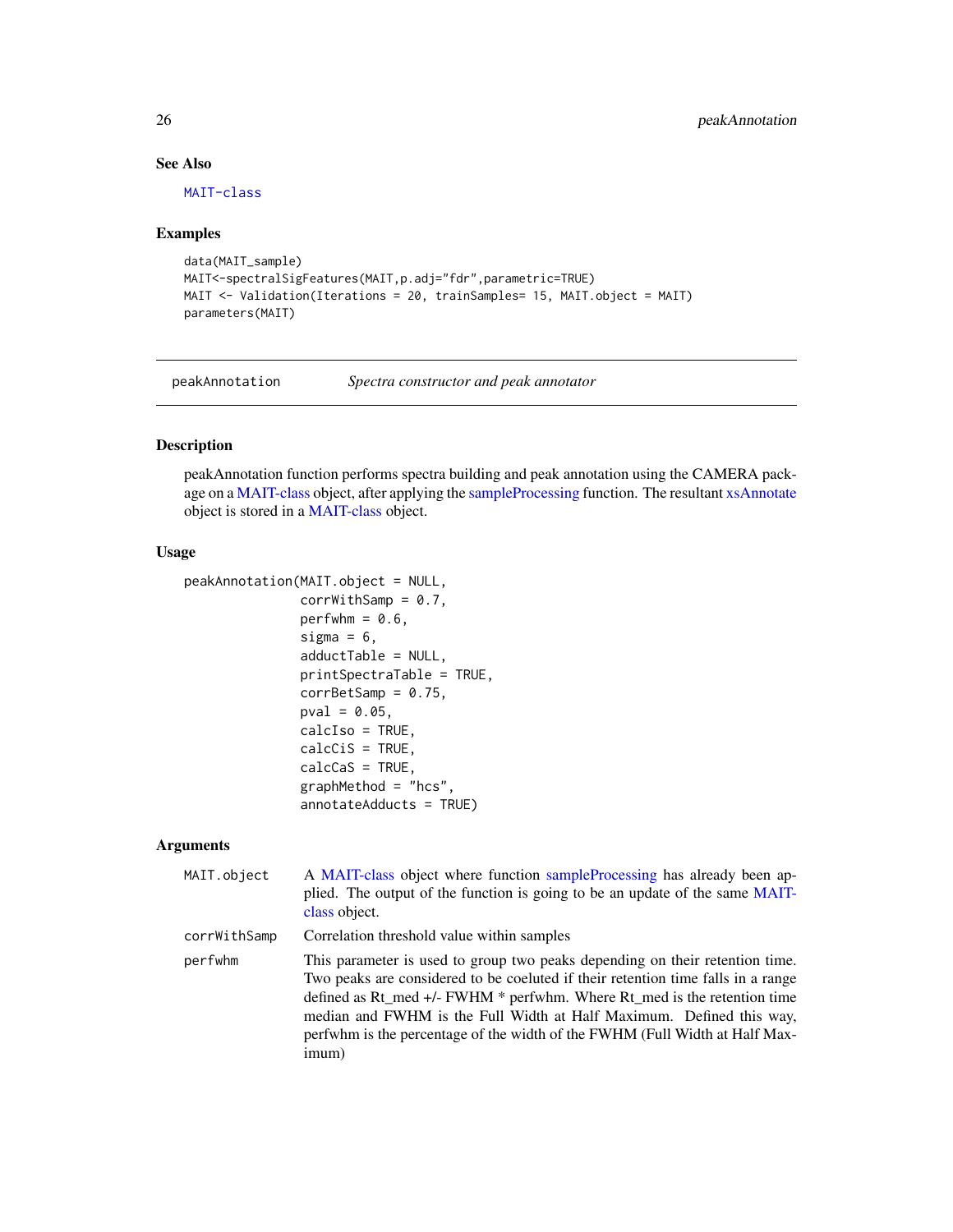## See Also

MAIT-class

## Examples

```
data(MAIT_sample)
MAIT<-spectralSigFeatures(MAIT,p.adj="fdr",parametric=TRUE)
MAIT <- Validation(Iterations = 20, trainSamples= 15, MAIT.object = MAIT)
parameters(MAIT)
```

---

# peakAnnotation *Spectra constructor and peak annotator*

## Description

peakAnnotation function performs spectra building and peak annotation using the CAMERA package on a MAIT-class object, after applying the sampleProcessing function. The resultant xsAnnotate object is stored in a MAIT-class object.

## Usage

```
peakAnnotation(MAIT.object = NULL,
               corrWithSamp = 0.7,
               perfwhm = 0.6,
               sigma = 6,
               adductTable = NULL,
               printSpectraTable = TRUE,
               corrBetSamp = 0.75,
               pval = 0.05,
               calcIso = TRUE,
               calcCiS = TRUE,
               calcCaS = TRUE,
               graphMethod = "hcs",
               annotateAdducts = TRUE)
```

## Arguments

| | |
|---|---|
| MAIT.object | A MAIT-class object where function sampleProcessing has already been applied. The output of the function is going to be an update of the same MAIT-class object. |
| corrWithSamp | Correlation threshold value within samples |
| perfwhm | This parameter is used to group two peaks depending on their retention time. Two peaks are considered to be coeluted if their retention time falls in a range defined as Rt_med +/- FWHM * perfwhm. Where Rt_med is the retention time median and FWHM is the Full Width at Half Maximum. Defined this way, perfwhm is the percentage of the width of the FWHM (Full Width at Half Maximum) |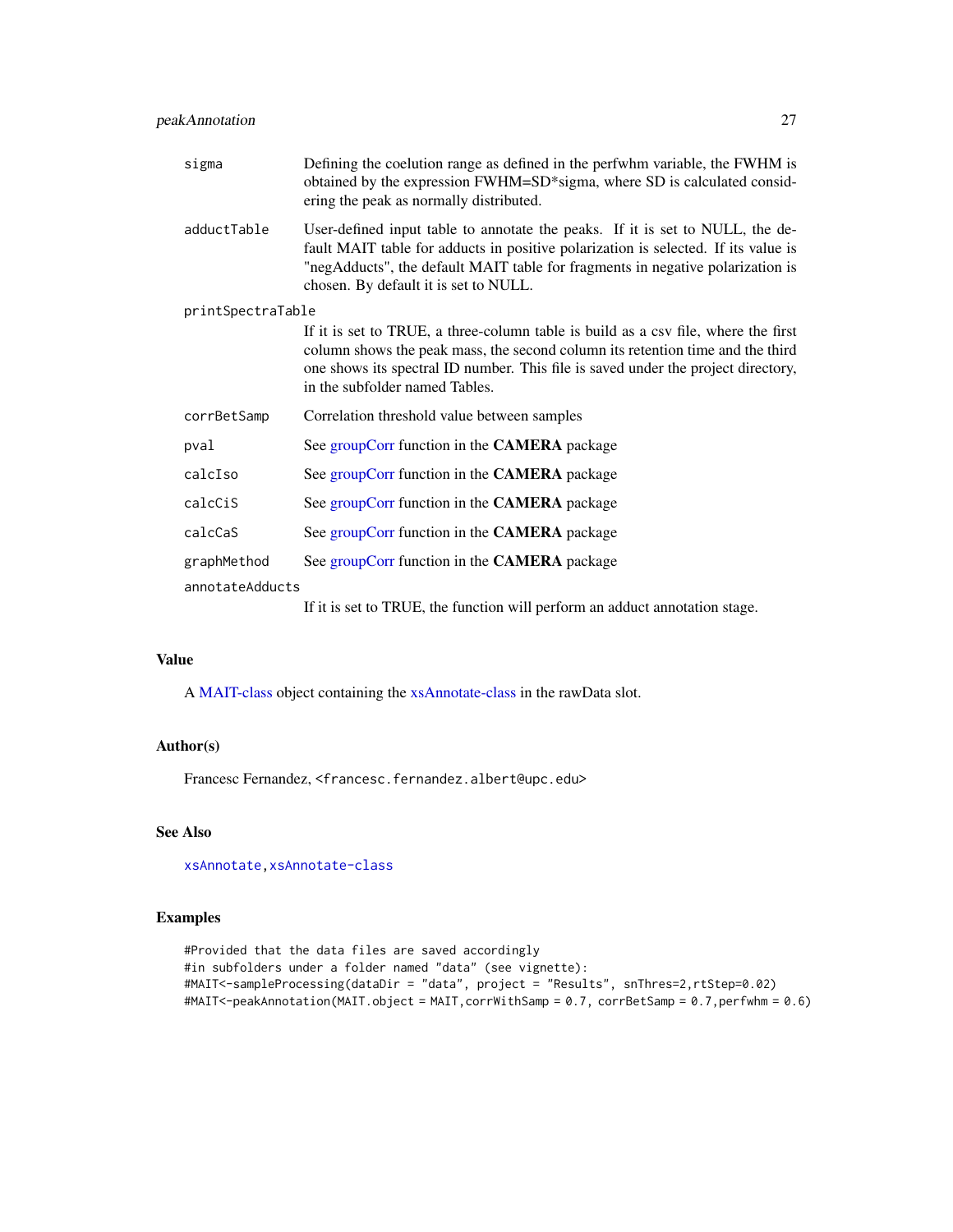| | |
|---|---|
| `sigma` | Defining the coelution range as defined in the perfwhm variable, the FWHM is obtained by the expression FWHM=SD*sigma, where SD is calculated considering the peak as normally distributed. |
| `adductTable` | User-defined input table to annotate the peaks. If it is set to NULL, the default MAIT table for adducts in positive polarization is selected. If its value is "negAdducts", the default MAIT table for fragments in negative polarization is chosen. By default it is set to NULL. |
| `printSpectraTable` | If it is set to TRUE, a three-column table is build as a csv file, where the first column shows the peak mass, the second column its retention time and the third one shows its spectral ID number. This file is saved under the project directory, in the subfolder named Tables. |
| `corrBetSamp` | Correlation threshold value between samples |
| `pval` | See groupCorr function in the **CAMERA** package |
| `calcIso` | See groupCorr function in the **CAMERA** package |
| `calcCiS` | See groupCorr function in the **CAMERA** package |
| `calcCaS` | See groupCorr function in the **CAMERA** package |
| `graphMethod` | See groupCorr function in the **CAMERA** package |
| `annotateAdducts` | If it is set to TRUE, the function will perform an adduct annotation stage. |

## Value

A MAIT-class object containing the xsAnnotate-class in the rawData slot.

## Author(s)

Francesc Fernandez, <francesc.fernandez.albert@upc.edu>

## See Also

`xsAnnotate`, `xsAnnotate-class`

## Examples

```
#Provided that the data files are saved accordingly
#in subfolders under a folder named "data" (see vignette):
#MAIT<-sampleProcessing(dataDir = "data", project = "Results", snThres=2,rtStep=0.02)
#MAIT<-peakAnnotation(MAIT.object = MAIT,corrWithSamp = 0.7, corrBetSamp = 0.7,perfwhm = 0.6)
```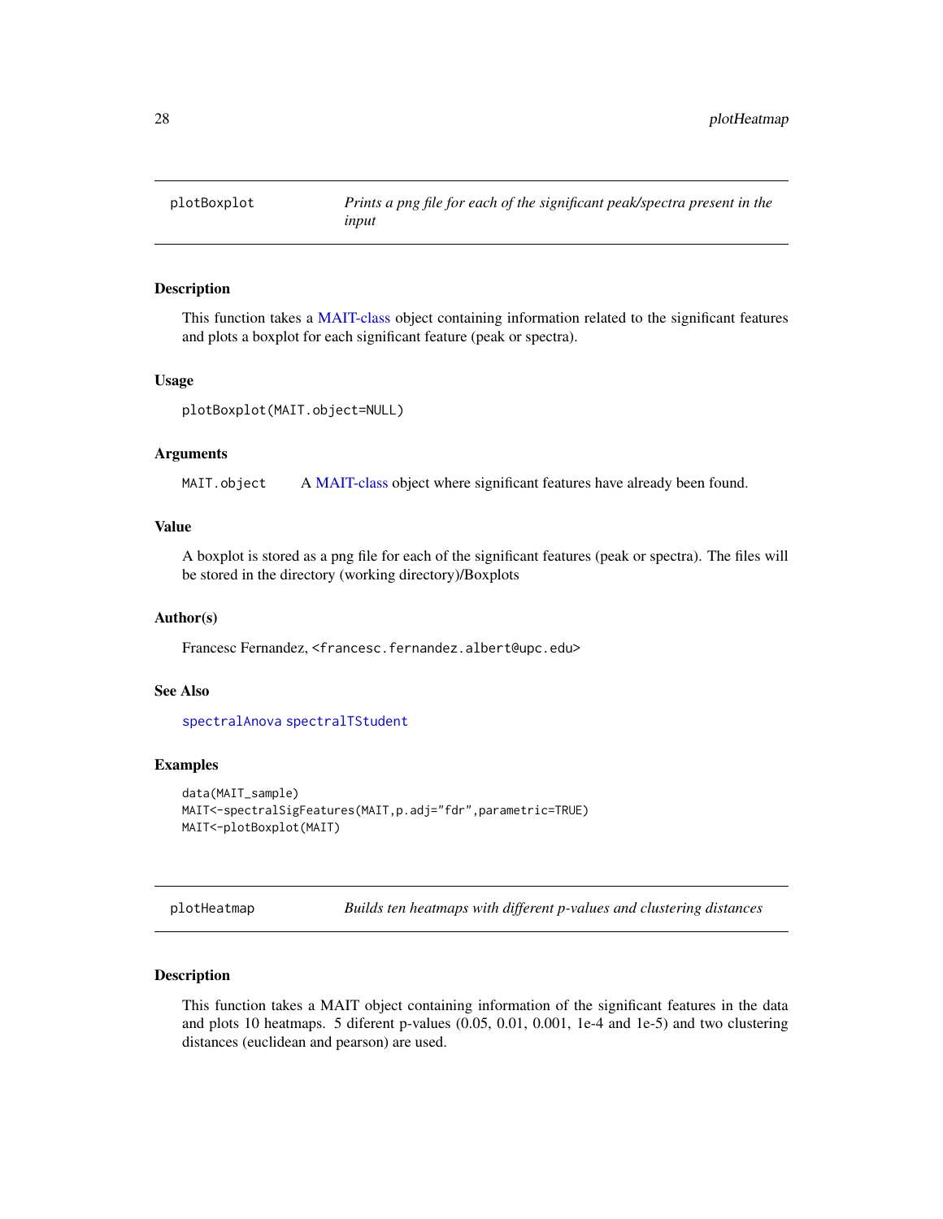## plotBoxplot — *Prints a png file for each of the significant peak/spectra present in the input*

### Description

This function takes a MAIT-class object containing information related to the significant features and plots a boxplot for each significant feature (peak or spectra).

### Usage

```
plotBoxplot(MAIT.object=NULL)
```

### Arguments

| | |
|---|---|
| MAIT.object | A MAIT-class object where significant features have already been found. |

### Value

A boxplot is stored as a png file for each of the significant features (peak or spectra). The files will be stored in the directory (working directory)/Boxplots

### Author(s)

Francesc Fernandez, <francesc.fernandez.albert@upc.edu>

### See Also

spectralAnova spectralTStudent

### Examples

```
data(MAIT_sample)
MAIT<-spectralSigFeatures(MAIT,p.adj="fdr",parametric=TRUE)
MAIT<-plotBoxplot(MAIT)
```

## plotHeatmap — *Builds ten heatmaps with different p-values and clustering distances*

### Description

This function takes a MAIT object containing information of the significant features in the data and plots 10 heatmaps. 5 diferent p-values (0.05, 0.01, 0.001, 1e-4 and 1e-5) and two clustering distances (euclidean and pearson) are used.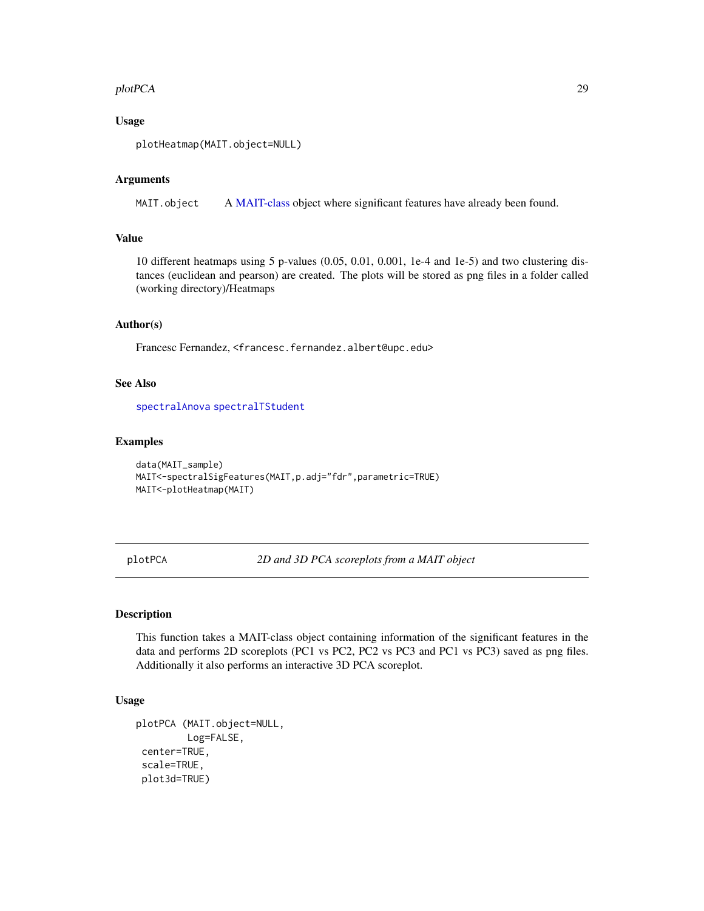### Usage

```
plotHeatmap(MAIT.object=NULL)
```

### Arguments

MAIT.object    A MAIT-class object where significant features have already been found.

### Value

10 different heatmaps using 5 p-values (0.05, 0.01, 0.001, 1e-4 and 1e-5) and two clustering distances (euclidean and pearson) are created. The plots will be stored as png files in a folder called (working directory)/Heatmaps

### Author(s)

Francesc Fernandez, <francesc.fernandez.albert@upc.edu>

### See Also

spectralAnova spectralTStudent

### Examples

```
data(MAIT_sample)
MAIT<-spectralSigFeatures(MAIT,p.adj="fdr",parametric=TRUE)
MAIT<-plotHeatmap(MAIT)
```

---

## plotPCA    *2D and 3D PCA scoreplots from a MAIT object*

---

### Description

This function takes a MAIT-class object containing information of the significant features in the data and performs 2D scoreplots (PC1 vs PC2, PC2 vs PC3 and PC1 vs PC3) saved as png files. Additionally it also performs an interactive 3D PCA scoreplot.

### Usage

```
plotPCA (MAIT.object=NULL,
        Log=FALSE,
 center=TRUE,
 scale=TRUE,
 plot3d=TRUE)
```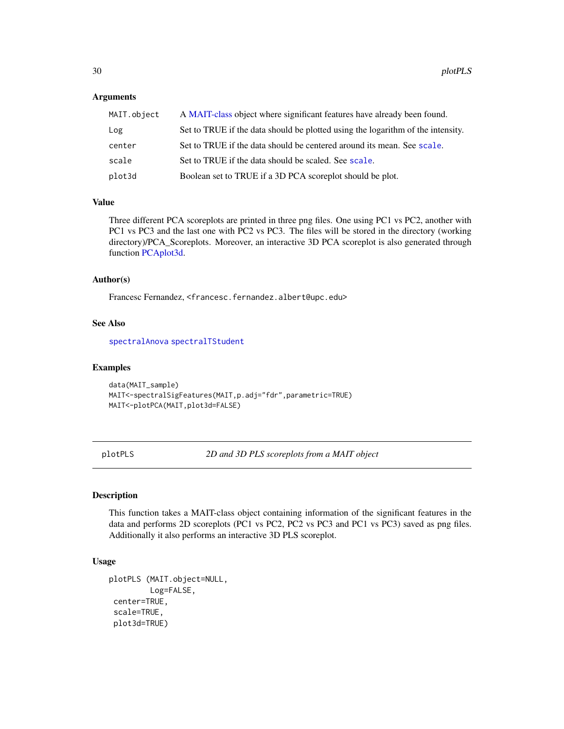### Arguments

| | |
|---|---|
| `MAIT.object` | A MAIT-class object where significant features have already been found. |
| `Log` | Set to TRUE if the data should be plotted using the logarithm of the intensity. |
| `center` | Set to TRUE if the data should be centered around its mean. See `scale`. |
| `scale` | Set to TRUE if the data should be scaled. See `scale`. |
| `plot3d` | Boolean set to TRUE if a 3D PCA scoreplot should be plot. |

### Value

Three different PCA scoreplots are printed in three png files. One using PC1 vs PC2, another with PC1 vs PC3 and the last one with PC2 vs PC3. The files will be stored in the directory (working directory)/PCA_Scoreplots. Moreover, an interactive 3D PCA scoreplot is also generated through function PCAplot3d.

### Author(s)

Francesc Fernandez, <francesc.fernandez.albert@upc.edu>

### See Also

`spectralAnova` `spectralTStudent`

### Examples

```
data(MAIT_sample)
MAIT<-spectralSigFeatures(MAIT,p.adj="fdr",parametric=TRUE)
MAIT<-plotPCA(MAIT,plot3d=FALSE)
```

---

## plotPLS — *2D and 3D PLS scoreplots from a MAIT object*

### Description

This function takes a MAIT-class object containing information of the significant features in the data and performs 2D scoreplots (PC1 vs PC2, PC2 vs PC3 and PC1 vs PC3) saved as png files. Additionally it also performs an interactive 3D PLS scoreplot.

### Usage

```
plotPLS (MAIT.object=NULL,
         Log=FALSE,
 center=TRUE,
 scale=TRUE,
 plot3d=TRUE)
```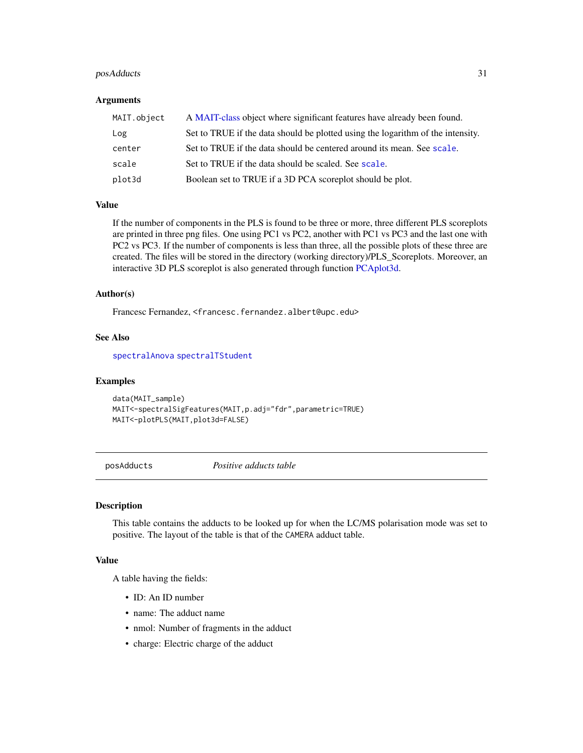### Arguments

| | |
|---|---|
| MAIT.object | A MAIT-class object where significant features have already been found. |
| Log | Set to TRUE if the data should be plotted using the logarithm of the intensity. |
| center | Set to TRUE if the data should be centered around its mean. See scale. |
| scale | Set to TRUE if the data should be scaled. See scale. |
| plot3d | Boolean set to TRUE if a 3D PCA scoreplot should be plot. |

### Value

If the number of components in the PLS is found to be three or more, three different PLS scoreplots are printed in three png files. One using PC1 vs PC2, another with PC1 vs PC3 and the last one with PC2 vs PC3. If the number of components is less than three, all the possible plots of these three are created. The files will be stored in the directory (working directory)/PLS_Scoreplots. Moreover, an interactive 3D PLS scoreplot is also generated through function PCAplot3d.

### Author(s)

Francesc Fernandez, <francesc.fernandez.albert@upc.edu>

### See Also

spectralAnova spectralTStudent

### Examples

```
data(MAIT_sample)
MAIT<-spectralSigFeatures(MAIT,p.adj="fdr",parametric=TRUE)
MAIT<-plotPLS(MAIT,plot3d=FALSE)
```

---

## posAdducts *Positive adducts table*

---

### Description

This table contains the adducts to be looked up for when the LC/MS polarisation mode was set to positive. The layout of the table is that of the CAMERA adduct table.

### Value

A table having the fields:

- ID: An ID number
- name: The adduct name
- nmol: Number of fragments in the adduct
- charge: Electric charge of the adduct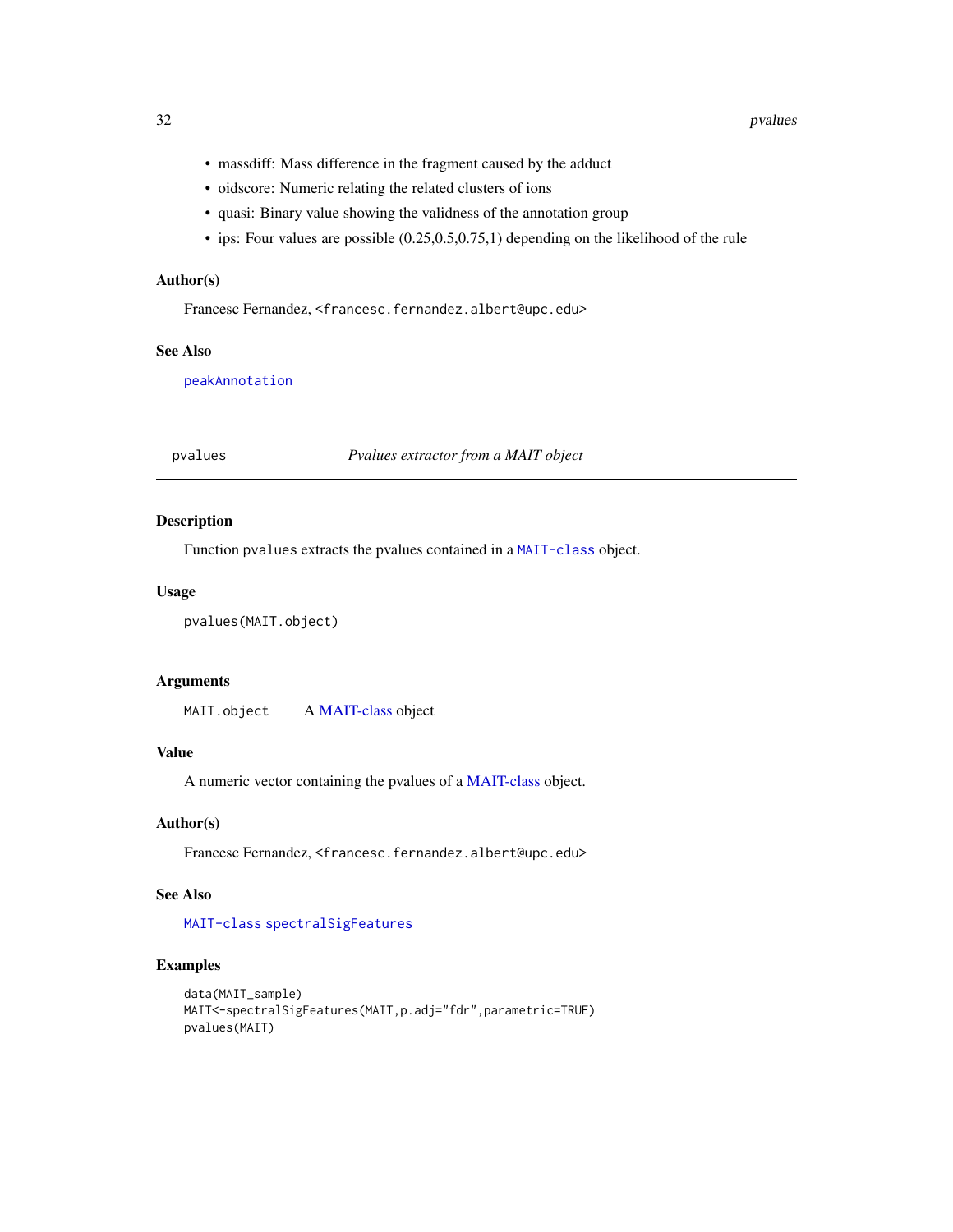- massdiff: Mass difference in the fragment caused by the adduct
- oidscore: Numeric relating the related clusters of ions
- quasi: Binary value showing the validness of the annotation group
- ips: Four values are possible (0.25,0.5,0.75,1) depending on the likelihood of the rule

### Author(s)

Francesc Fernandez, <francesc.fernandez.albert@upc.edu>

### See Also

peakAnnotation

---

## pvalues — *Pvalues extractor from a MAIT object*

---

### Description

Function pvalues extracts the pvalues contained in a MAIT-class object.

### Usage

```
pvalues(MAIT.object)
```

### Arguments

| | |
|---|---|
| MAIT.object | A MAIT-class object |

### Value

A numeric vector containing the pvalues of a MAIT-class object.

### Author(s)

Francesc Fernandez, <francesc.fernandez.albert@upc.edu>

### See Also

MAIT-class spectralSigFeatures

### Examples

```
data(MAIT_sample)
MAIT<-spectralSigFeatures(MAIT,p.adj="fdr",parametric=TRUE)
pvalues(MAIT)
```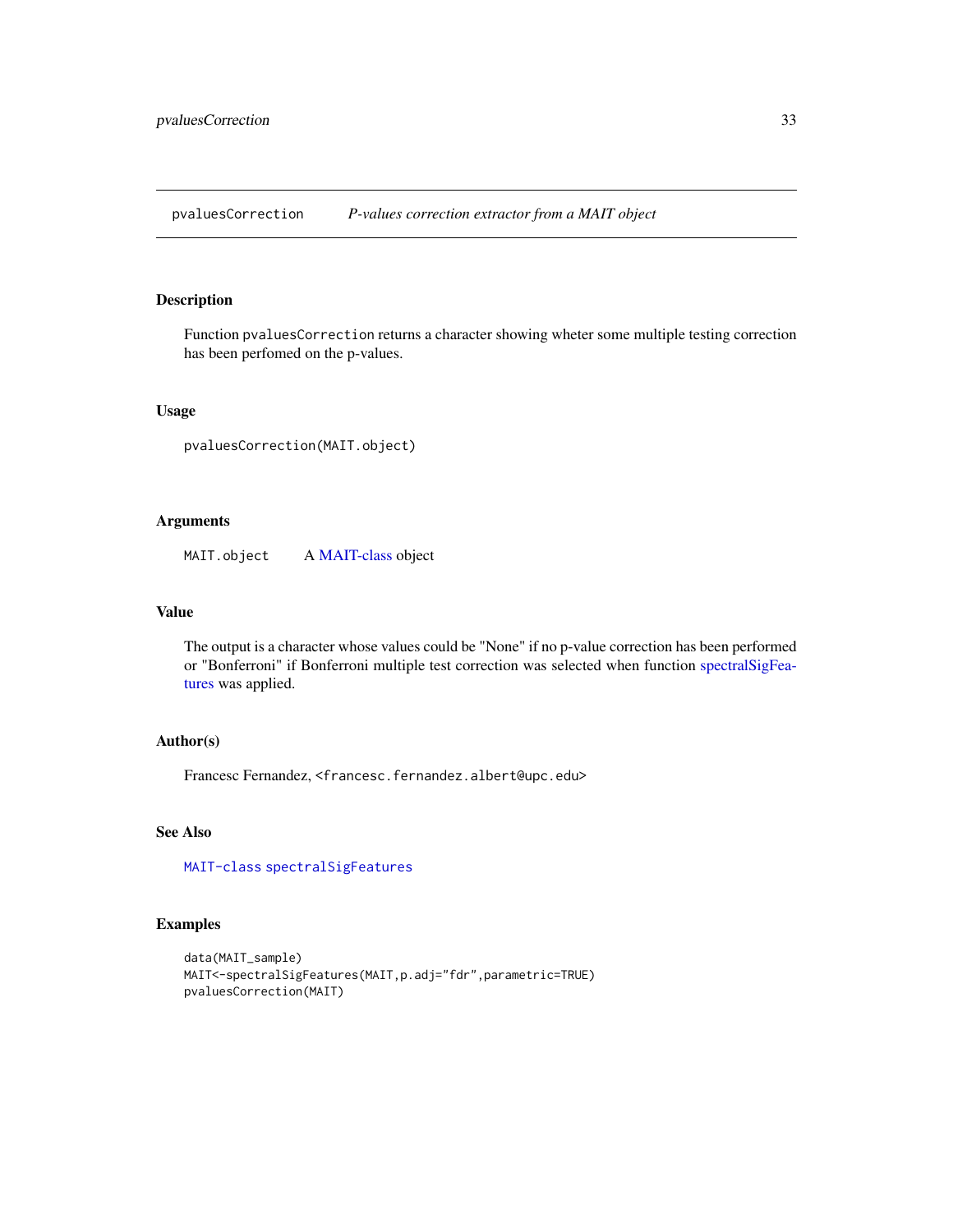# pvaluesCorrection — *P-values correction extractor from a MAIT object*

## Description

Function `pvaluesCorrection` returns a character showing wheter some multiple testing correction has been perfomed on the p-values.

## Usage

```
pvaluesCorrection(MAIT.object)
```

## Arguments

| | |
|---|---|
| `MAIT.object` | A MAIT-class object |

## Value

The output is a character whose values could be "None" if no p-value correction has been performed or "Bonferroni" if Bonferroni multiple test correction was selected when function spectralSigFeatures was applied.

## Author(s)

Francesc Fernandez, `<francesc.fernandez.albert@upc.edu>`

## See Also

`MAIT-class` `spectralSigFeatures`

## Examples

```
data(MAIT_sample)
MAIT<-spectralSigFeatures(MAIT,p.adj="fdr",parametric=TRUE)
pvaluesCorrection(MAIT)
```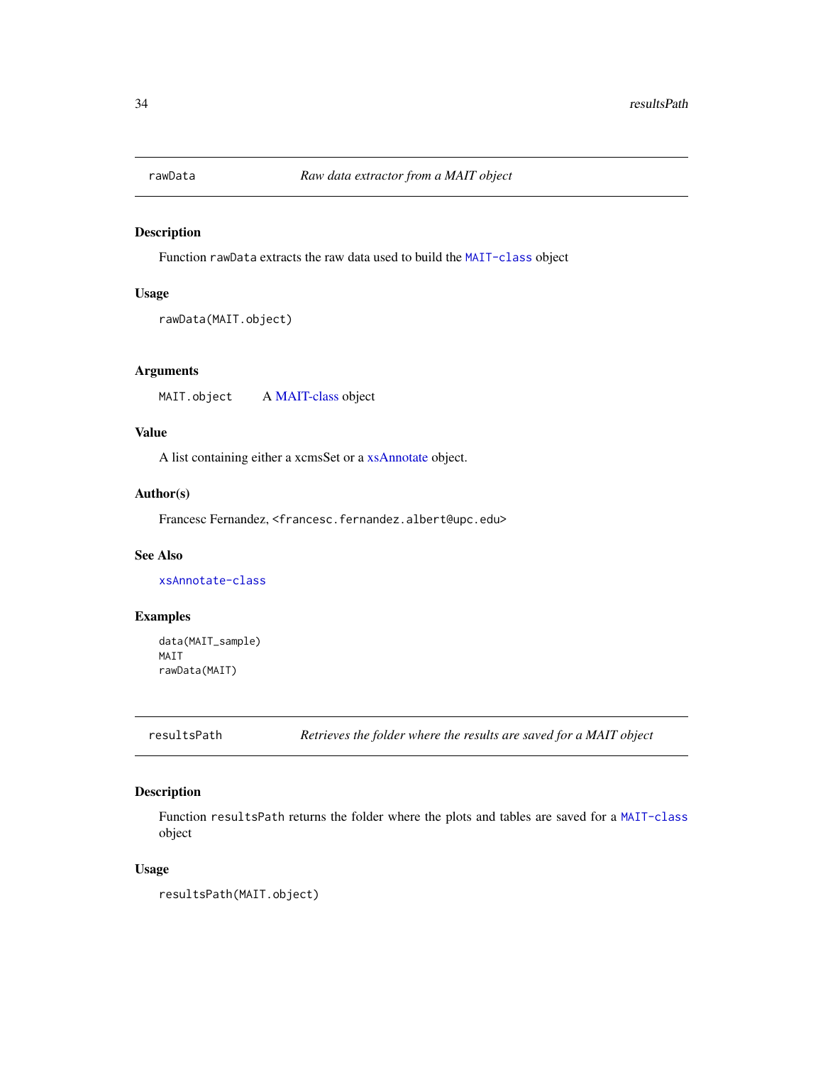## rawData — *Raw data extractor from a MAIT object*

### Description

Function `rawData` extracts the raw data used to build the `MAIT-class` object

### Usage

```
rawData(MAIT.object)
```

### Arguments

| | |
|---|---|
| `MAIT.object` | A MAIT-class object |

### Value

A list containing either a xcmsSet or a xsAnnotate object.

### Author(s)

Francesc Fernandez, `<francesc.fernandez.albert@upc.edu>`

### See Also

`xsAnnotate-class`

### Examples

```
data(MAIT_sample)
MAIT
rawData(MAIT)
```

## resultsPath — *Retrieves the folder where the results are saved for a MAIT object*

### Description

Function `resultsPath` returns the folder where the plots and tables are saved for a `MAIT-class` object

### Usage

```
resultsPath(MAIT.object)
```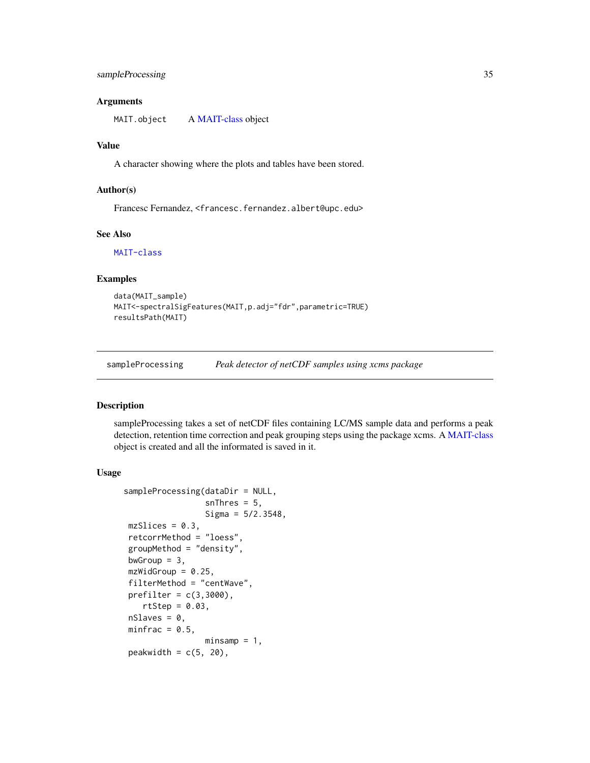### Arguments

`MAIT.object` A MAIT-class object

### Value

A character showing where the plots and tables have been stored.

### Author(s)

Francesc Fernandez, <francesc.fernandez.albert@upc.edu>

### See Also

MAIT-class

### Examples

```
data(MAIT_sample)
MAIT<-spectralSigFeatures(MAIT,p.adj="fdr",parametric=TRUE)
resultsPath(MAIT)
```

---

## sampleProcessing *Peak detector of netCDF samples using xcms package*

### Description

sampleProcessing takes a set of netCDF files containing LC/MS sample data and performs a peak detection, retention time correction and peak grouping steps using the package xcms. A MAIT-class object is created and all the informated is saved in it.

### Usage

```
sampleProcessing(dataDir = NULL,
                 snThres = 5,
                 Sigma = 5/2.3548,
 mzSlices = 0.3,
 retcorrMethod = "loess",
 groupMethod = "density",
 bwGroup = 3,
 mzWidGroup = 0.25,
 filterMethod = "centWave",
 prefilter = c(3,3000),
    rtStep = 0.03,
 nSlaves = 0,
 minfrac = 0.5,
                 minsamp = 1,
 peakwidth = c(5, 20),
```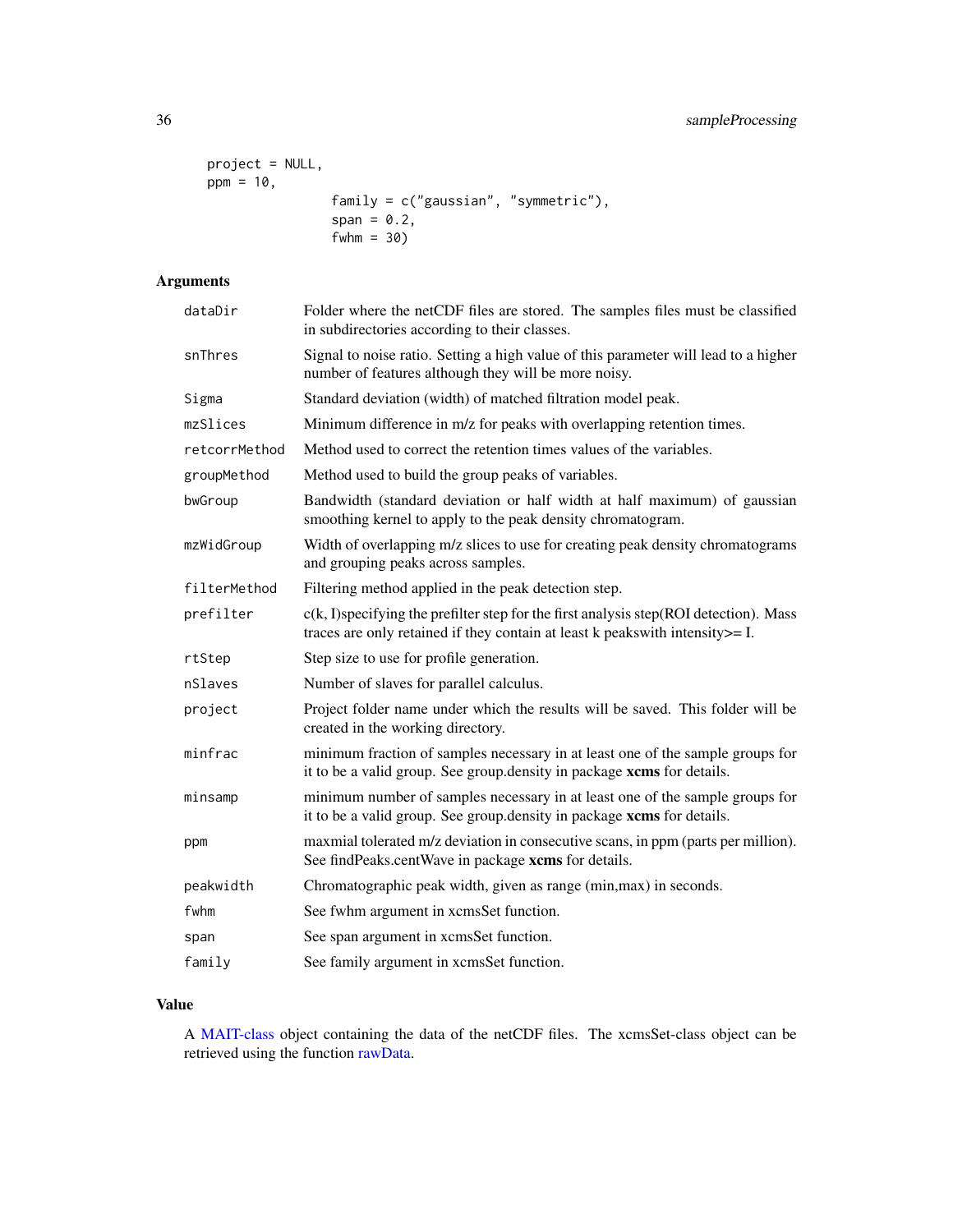```
    project = NULL,
    ppm = 10,
                    family = c("gaussian", "symmetric"),
                    span = 0.2,
                    fwhm = 30)
```

## Arguments

| | |
|---|---|
| dataDir | Folder where the netCDF files are stored. The samples files must be classified in subdirectories according to their classes. |
| snThres | Signal to noise ratio. Setting a high value of this parameter will lead to a higher number of features although they will be more noisy. |
| Sigma | Standard deviation (width) of matched filtration model peak. |
| mzSlices | Minimum difference in m/z for peaks with overlapping retention times. |
| retcorrMethod | Method used to correct the retention times values of the variables. |
| groupMethod | Method used to build the group peaks of variables. |
| bwGroup | Bandwidth (standard deviation or half width at half maximum) of gaussian smoothing kernel to apply to the peak density chromatogram. |
| mzWidGroup | Width of overlapping m/z slices to use for creating peak density chromatograms and grouping peaks across samples. |
| filterMethod | Filtering method applied in the peak detection step. |
| prefilter | c(k, I)specifying the prefilter step for the first analysis step(ROI detection). Mass traces are only retained if they contain at least k peakswith intensity>= I. |
| rtStep | Step size to use for profile generation. |
| nSlaves | Number of slaves for parallel calculus. |
| project | Project folder name under which the results will be saved. This folder will be created in the working directory. |
| minfrac | minimum fraction of samples necessary in at least one of the sample groups for it to be a valid group. See group.density in package **xcms** for details. |
| minsamp | minimum number of samples necessary in at least one of the sample groups for it to be a valid group. See group.density in package **xcms** for details. |
| ppm | maxmial tolerated m/z deviation in consecutive scans, in ppm (parts per million). See findPeaks.centWave in package **xcms** for details. |
| peakwidth | Chromatographic peak width, given as range (min,max) in seconds. |
| fwhm | See fwhm argument in xcmsSet function. |
| span | See span argument in xcmsSet function. |
| family | See family argument in xcmsSet function. |

## Value

A MAIT-class object containing the data of the netCDF files. The xcmsSet-class object can be retrieved using the function rawData.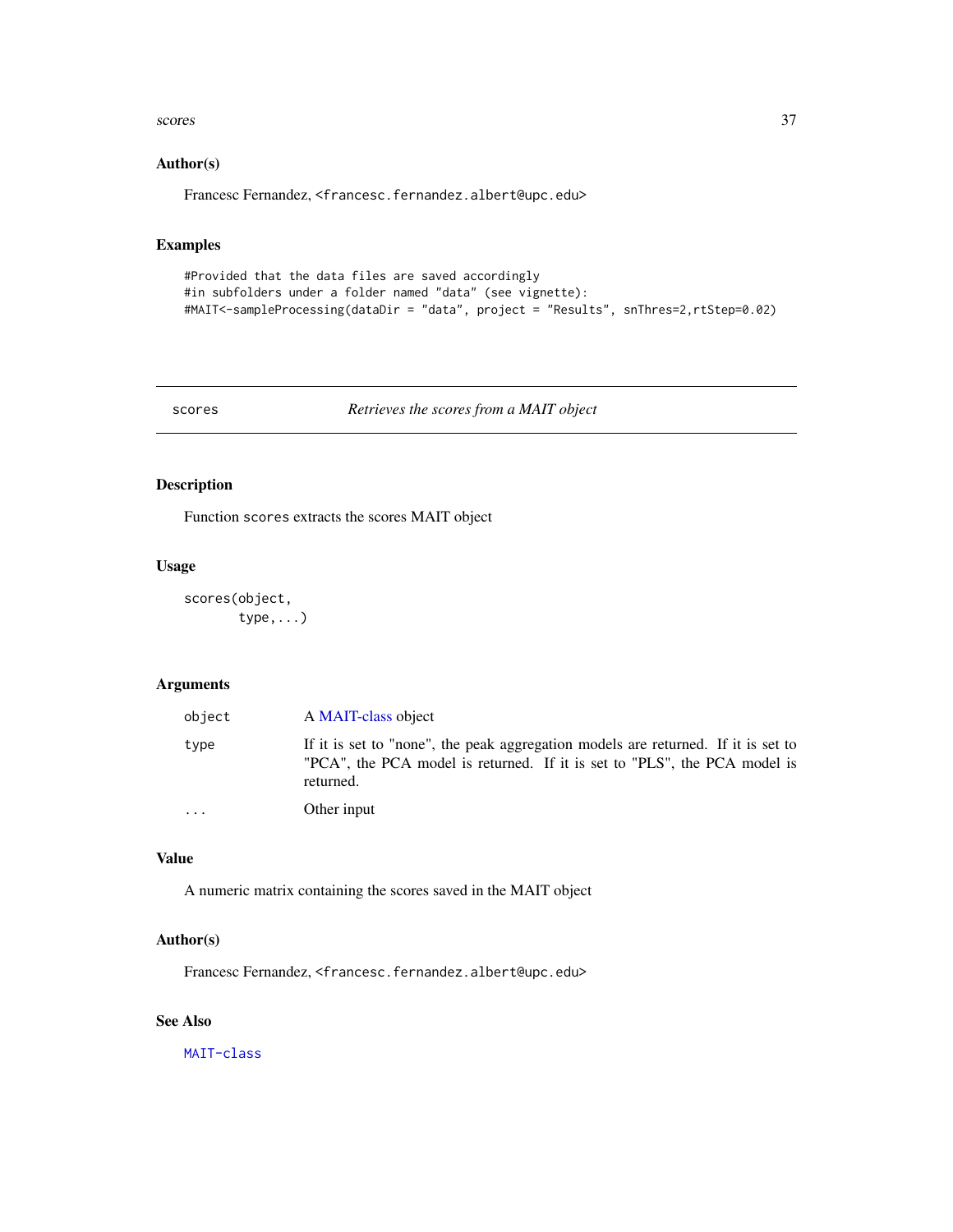## Author(s)

Francesc Fernandez, <francesc.fernandez.albert@upc.edu>

## Examples

```
#Provided that the data files are saved accordingly
#in subfolders under a folder named "data" (see vignette):
#MAIT<-sampleProcessing(dataDir = "data", project = "Results", snThres=2,rtStep=0.02)
```

---

# scores — *Retrieves the scores from a MAIT object*

## Description

Function `scores` extracts the scores MAIT object

## Usage

```
scores(object,
       type,...)
```

## Arguments

| | |
|---|---|
| `object` | A MAIT-class object |
| `type` | If it is set to "none", the peak aggregation models are returned. If it is set to "PCA", the PCA model is returned. If it is set to "PLS", the PCA model is returned. |
| `...` | Other input |

## Value

A numeric matrix containing the scores saved in the MAIT object

## Author(s)

Francesc Fernandez, <francesc.fernandez.albert@upc.edu>

## See Also

`MAIT-class`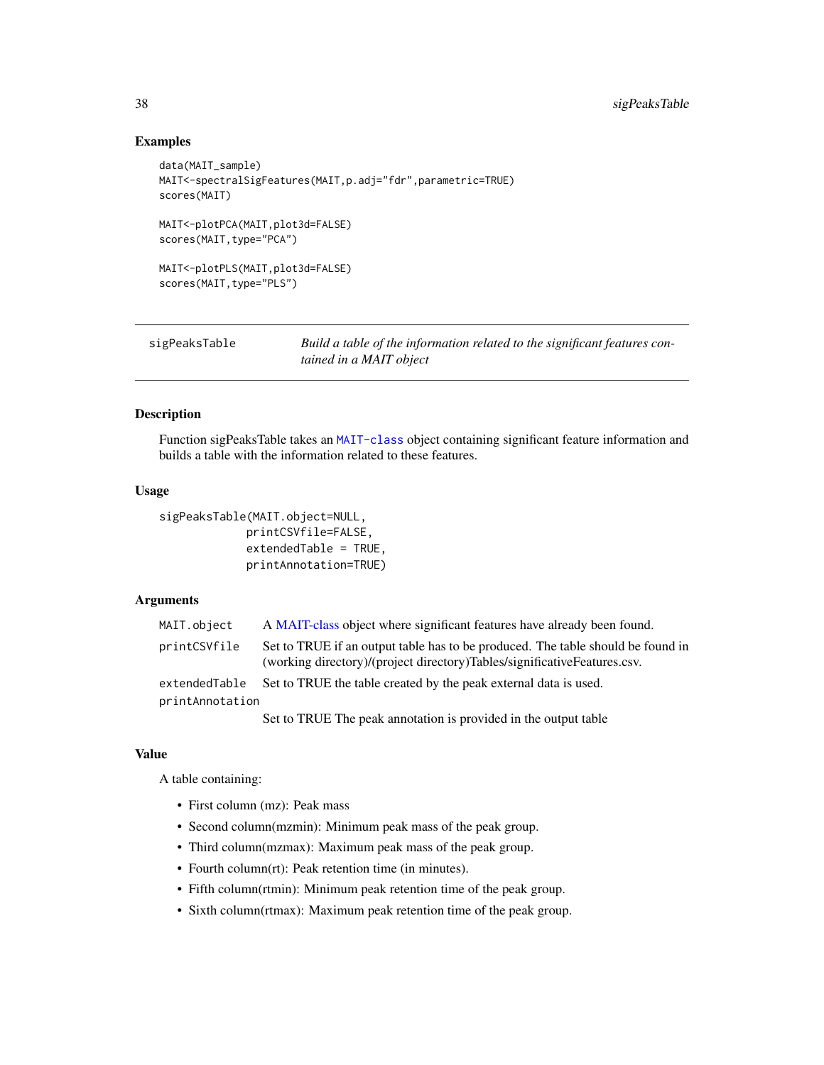## Examples

```
data(MAIT_sample)
MAIT<-spectralSigFeatures(MAIT,p.adj="fdr",parametric=TRUE)
scores(MAIT)

MAIT<-plotPCA(MAIT,plot3d=FALSE)
scores(MAIT,type="PCA")

MAIT<-plotPLS(MAIT,plot3d=FALSE)
scores(MAIT,type="PLS")
```

---

## sigPeaksTable — *Build a table of the information related to the significant features contained in a MAIT object*

---

### Description

Function sigPeaksTable takes an `MAIT-class` object containing significant feature information and builds a table with the information related to these features.

### Usage

```
sigPeaksTable(MAIT.object=NULL,
             printCSVfile=FALSE,
             extendedTable = TRUE,
             printAnnotation=TRUE)
```

### Arguments

| | |
|---|---|
| `MAIT.object` | A MAIT-class object where significant features have already been found. |
| `printCSVfile` | Set to TRUE if an output table has to be produced. The table should be found in (working directory)/(project directory)Tables/significativeFeatures.csv. |
| `extendedTable` | Set to TRUE the table created by the peak external data is used. |
| `printAnnotation` | Set to TRUE The peak annotation is provided in the output table |

### Value

A table containing:

- First column (mz): Peak mass
- Second column(mzmin): Minimum peak mass of the peak group.
- Third column(mzmax): Maximum peak mass of the peak group.
- Fourth column(rt): Peak retention time (in minutes).
- Fifth column(rtmin): Minimum peak retention time of the peak group.
- Sixth column(rtmax): Maximum peak retention time of the peak group.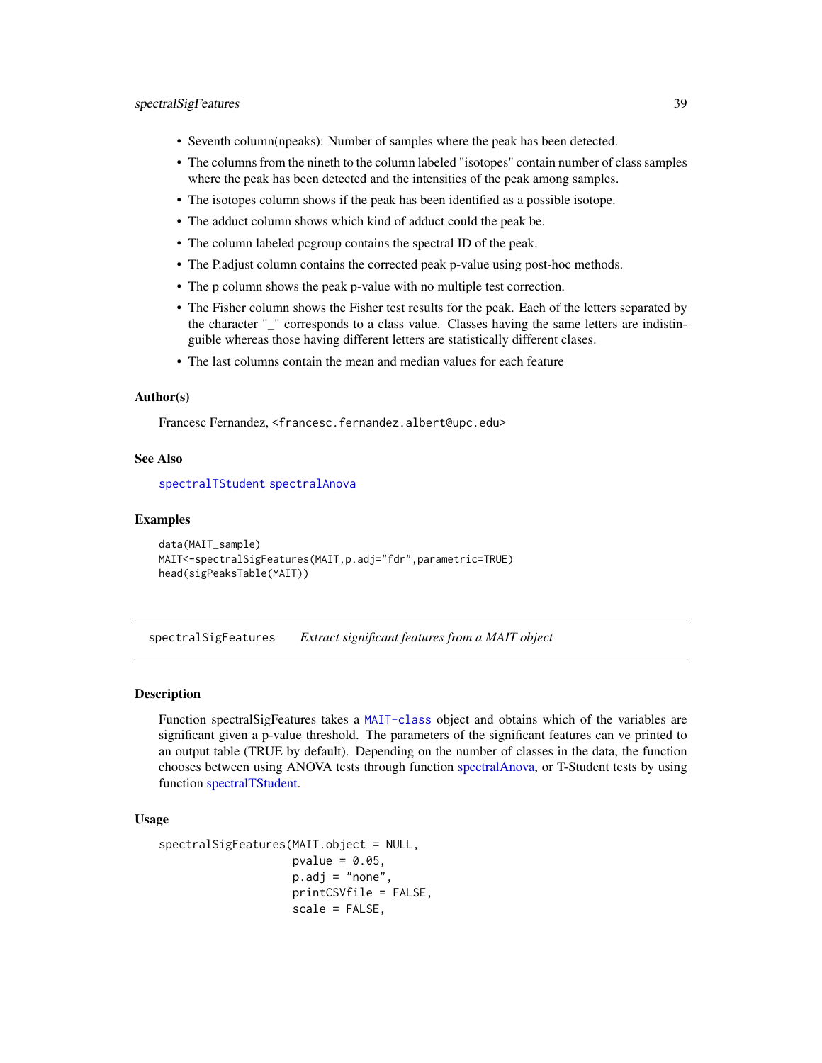- Seventh column(npeaks): Number of samples where the peak has been detected.
- The columns from the nineth to the column labeled "isotopes" contain number of class samples where the peak has been detected and the intensities of the peak among samples.
- The isotopes column shows if the peak has been identified as a possible isotope.
- The adduct column shows which kind of adduct could the peak be.
- The column labeled pcgroup contains the spectral ID of the peak.
- The P.adjust column contains the corrected peak p-value using post-hoc methods.
- The p column shows the peak p-value with no multiple test correction.
- The Fisher column shows the Fisher test results for the peak. Each of the letters separated by the character "_" corresponds to a class value. Classes having the same letters are indistinguible whereas those having different letters are statistically different clases.
- The last columns contain the mean and median values for each feature

### Author(s)

Francesc Fernandez, <francesc.fernandez.albert@upc.edu>

### See Also

spectralTStudent spectralAnova

### Examples

```
data(MAIT_sample)
MAIT<-spectralSigFeatures(MAIT,p.adj="fdr",parametric=TRUE)
head(sigPeaksTable(MAIT))
```

---

## spectralSigFeatures *Extract significant features from a MAIT object*

### Description

Function spectralSigFeatures takes a MAIT-class object and obtains which of the variables are significant given a p-value threshold. The parameters of the significant features can ve printed to an output table (TRUE by default). Depending on the number of classes in the data, the function chooses between using ANOVA tests through function spectralAnova, or T-Student tests by using function spectralTStudent.

### Usage

```
spectralSigFeatures(MAIT.object = NULL,
                    pvalue = 0.05,
                    p.adj = "none",
                    printCSVfile = FALSE,
                    scale = FALSE,
```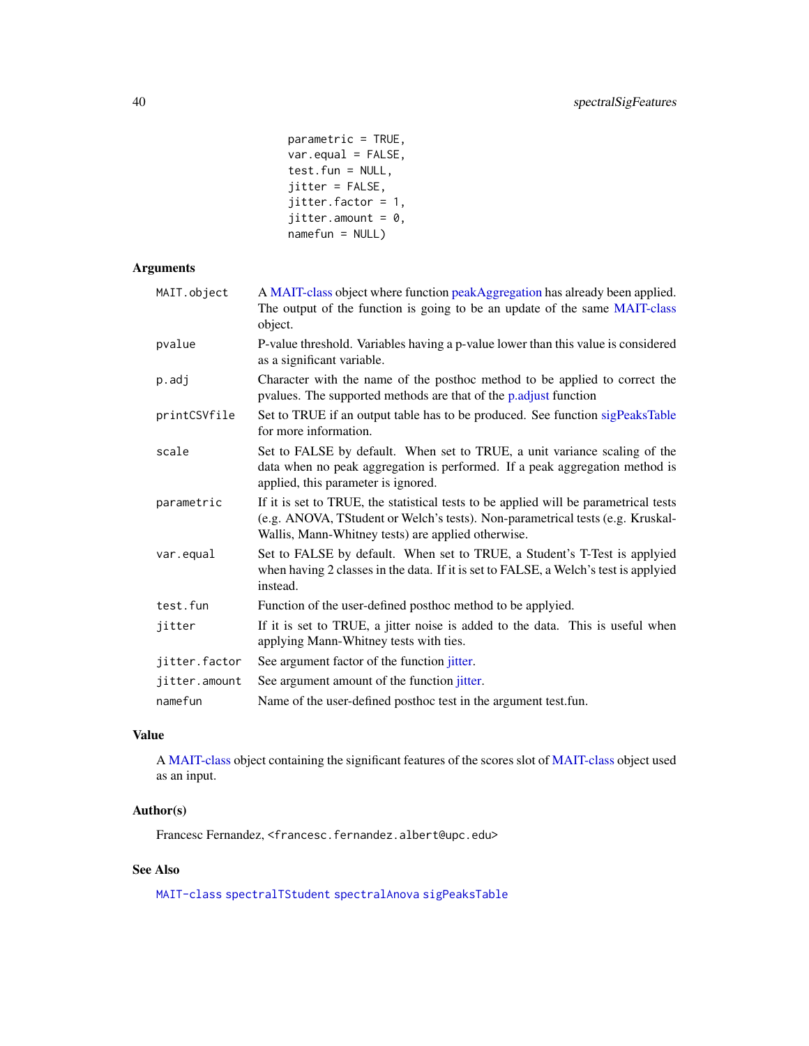```
parametric = TRUE,
var.equal = FALSE,
test.fun = NULL,
jitter = FALSE,
jitter.factor = 1,
jitter.amount = 0,
namefun = NULL)
```

## Arguments

| | |
|---|---|
| MAIT.object | A MAIT-class object where function peakAggregation has already been applied. The output of the function is going to be an update of the same MAIT-class object. |
| pvalue | P-value threshold. Variables having a p-value lower than this value is considered as a significant variable. |
| p.adj | Character with the name of the posthoc method to be applied to correct the pvalues. The supported methods are that of the p.adjust function |
| printCSVfile | Set to TRUE if an output table has to be produced. See function sigPeaksTable for more information. |
| scale | Set to FALSE by default. When set to TRUE, a unit variance scaling of the data when no peak aggregation is performed. If a peak aggregation method is applied, this parameter is ignored. |
| parametric | If it is set to TRUE, the statistical tests to be applied will be parametrical tests (e.g. ANOVA, TStudent or Welch's tests). Non-parametrical tests (e.g. Kruskal-Wallis, Mann-Whitney tests) are applied otherwise. |
| var.equal | Set to FALSE by default. When set to TRUE, a Student's T-Test is applyied when having 2 classes in the data. If it is set to FALSE, a Welch's test is applyied instead. |
| test.fun | Function of the user-defined posthoc method to be applyied. |
| jitter | If it is set to TRUE, a jitter noise is added to the data. This is useful when applying Mann-Whitney tests with ties. |
| jitter.factor | See argument factor of the function jitter. |
| jitter.amount | See argument amount of the function jitter. |
| namefun | Name of the user-defined posthoc test in the argument test.fun. |

## Value

A MAIT-class object containing the significant features of the scores slot of MAIT-class object used as an input.

## Author(s)

Francesc Fernandez, <francesc.fernandez.albert@upc.edu>

## See Also

MAIT-class spectralTStudent spectralAnova sigPeaksTable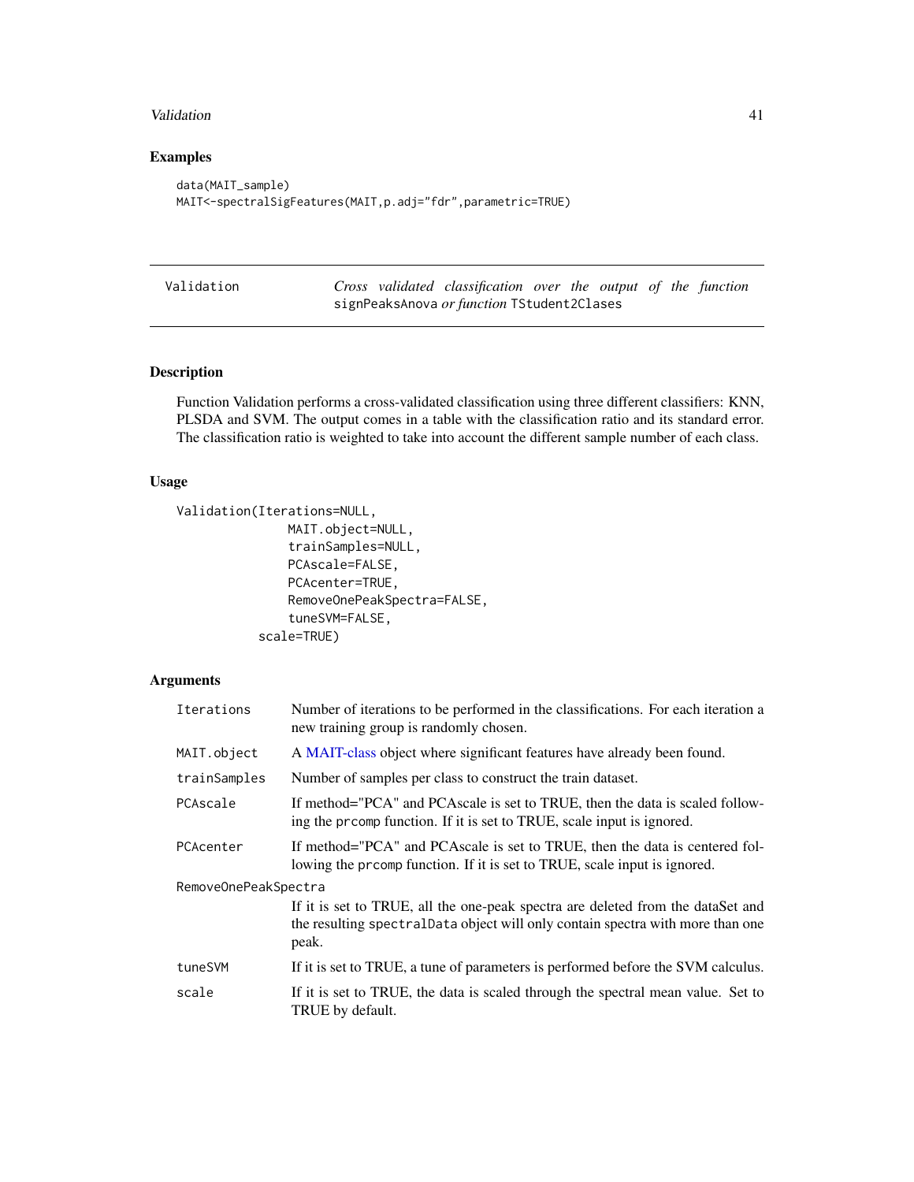## Examples

```
data(MAIT_sample)
MAIT<-spectralSigFeatures(MAIT,p.adj="fdr",parametric=TRUE)
```

---

`Validation` &nbsp;&nbsp;&nbsp;&nbsp; *Cross validated classification over the output of the function* `signPeaksAnova` *or function* `TStudent2Clases`

---

## Description

Function Validation performs a cross-validated classification using three different classifiers: KNN, PLSDA and SVM. The output comes in a table with the classification ratio and its standard error. The classification ratio is weighted to take into account the different sample number of each class.

## Usage

```
Validation(Iterations=NULL,
               MAIT.object=NULL,
               trainSamples=NULL,
               PCAscale=FALSE,
               PCAcenter=TRUE,
               RemoveOnePeakSpectra=FALSE,
               tuneSVM=FALSE,
           scale=TRUE)
```

## Arguments

| | |
|---|---|
| `Iterations` | Number of iterations to be performed in the classifications. For each iteration a new training group is randomly chosen. |
| `MAIT.object` | A MAIT-class object where significant features have already been found. |
| `trainSamples` | Number of samples per class to construct the train dataset. |
| `PCAscale` | If method="PCA" and PCAscale is set to TRUE, then the data is scaled following the `prcomp` function. If it is set to TRUE, scale input is ignored. |
| `PCAcenter` | If method="PCA" and PCAscale is set to TRUE, then the data is centered following the `prcomp` function. If it is set to TRUE, scale input is ignored. |
| `RemoveOnePeakSpectra` | If it is set to TRUE, all the one-peak spectra are deleted from the dataSet and the resulting `spectralData` object will only contain spectra with more than one peak. |
| `tuneSVM` | If it is set to TRUE, a tune of parameters is performed before the SVM calculus. |
| `scale` | If it is set to TRUE, the data is scaled through the spectral mean value. Set to TRUE by default. |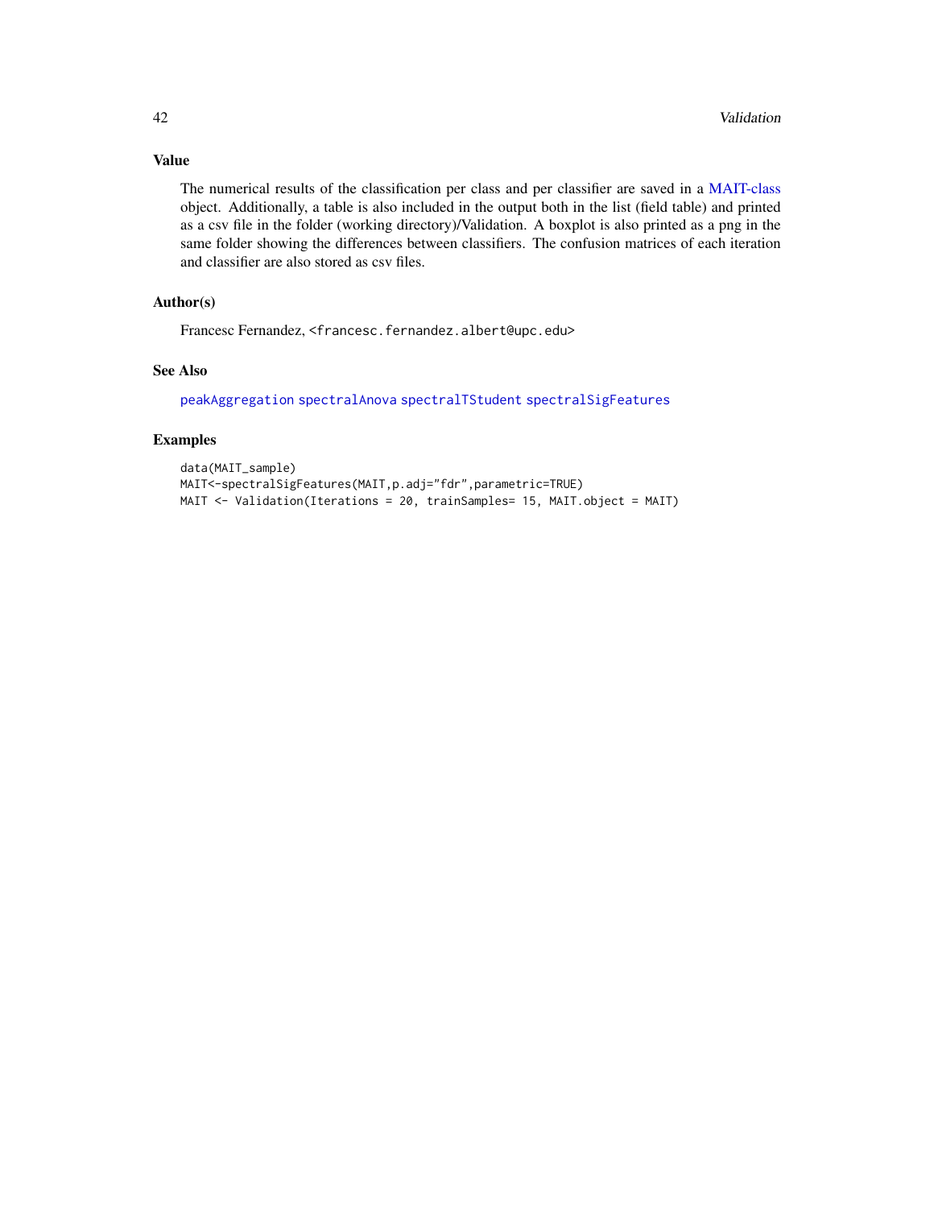## Value

The numerical results of the classification per class and per classifier are saved in a MAIT-class object. Additionally, a table is also included in the output both in the list (field table) and printed as a csv file in the folder (working directory)/Validation. A boxplot is also printed as a png in the same folder showing the differences between classifiers. The confusion matrices of each iteration and classifier are also stored as csv files.

## Author(s)

Francesc Fernandez, <francesc.fernandez.albert@upc.edu>

## See Also

`peakAggregation` `spectralAnova` `spectralTStudent` `spectralSigFeatures`

## Examples

```
data(MAIT_sample)
MAIT<-spectralSigFeatures(MAIT,p.adj="fdr",parametric=TRUE)
MAIT <- Validation(Iterations = 20, trainSamples= 15, MAIT.object = MAIT)
```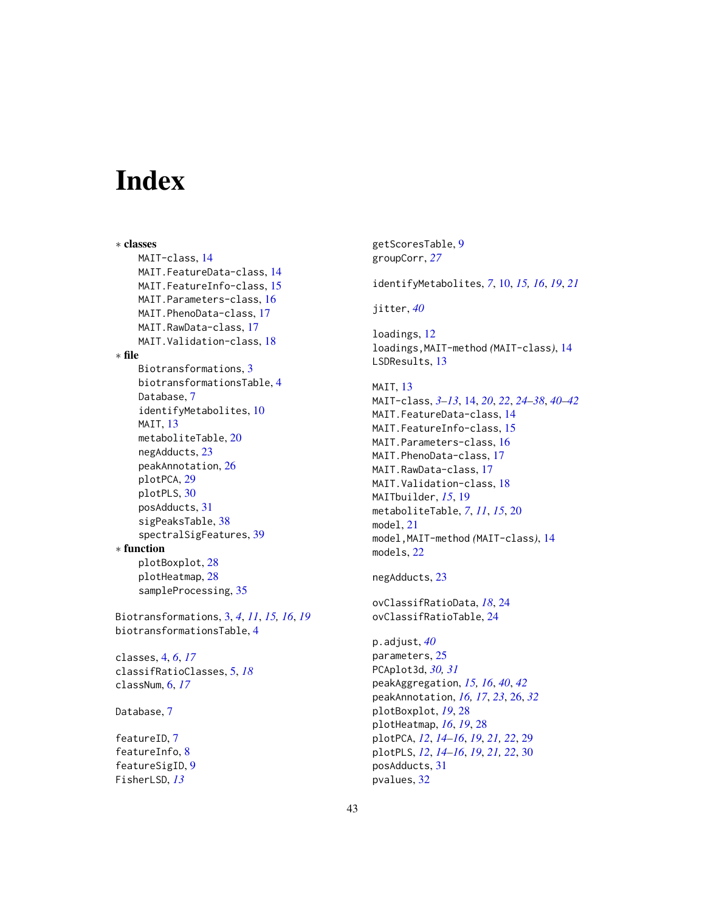# Index

∗ **classes**
- MAIT-class, 14
- MAIT.FeatureData-class, 14
- MAIT.FeatureInfo-class, 15
- MAIT.Parameters-class, 16
- MAIT.PhenoData-class, 17
- MAIT.RawData-class, 17
- MAIT.Validation-class, 18

∗ **file**
- Biotransformations, 3
- biotransformationsTable, 4
- Database, 7
- identifyMetabolites, 10
- MAIT, 13
- metaboliteTable, 20
- negAdducts, 23
- peakAnnotation, 26
- plotPCA, 29
- plotPLS, 30
- posAdducts, 31
- sigPeaksTable, 38
- spectralSigFeatures, 39

∗ **function**
- plotBoxplot, 28
- plotHeatmap, 28
- sampleProcessing, 35

Biotransformations, 3, *4*, *11*, *15, 16*, *19*
biotransformationsTable, 4

classes, 4, *6*, *17*
classifRatioClasses, 5, *18*
classNum, 6, *17*

Database, 7

featureID, 7
featureInfo, 8
featureSigID, 9
FisherLSD, *13*

getScoresTable, 9
groupCorr, *27*

identifyMetabolites, *7*, 10, *15, 16*, *19*, *21*

jitter, *40*

loadings, 12
loadings,MAIT-method *(MAIT-class)*, 14
LSDResults, 13

MAIT, 13
MAIT-class, *3–13*, 14, *20*, *22*, *24–38*, *40–42*
MAIT.FeatureData-class, 14
MAIT.FeatureInfo-class, 15
MAIT.Parameters-class, 16
MAIT.PhenoData-class, 17
MAIT.RawData-class, 17
MAIT.Validation-class, 18
MAITbuilder, *15*, 19
metaboliteTable, *7*, *11*, *15*, 20
model, 21
model,MAIT-method *(MAIT-class)*, 14
models, 22

negAdducts, 23

ovClassifRatioData, *18*, 24
ovClassifRatioTable, 24

p.adjust, *40*
parameters, 25
PCAplot3d, *30, 31*
peakAggregation, *15, 16*, *40*, *42*
peakAnnotation, *16, 17*, *23*, 26, *32*
plotBoxplot, *19*, 28
plotHeatmap, *16*, *19*, 28
plotPCA, *12*, *14–16*, *19*, *21, 22*, 29
plotPLS, *12*, *14–16*, *19*, *21, 22*, 30
posAdducts, 31
pvalues, 32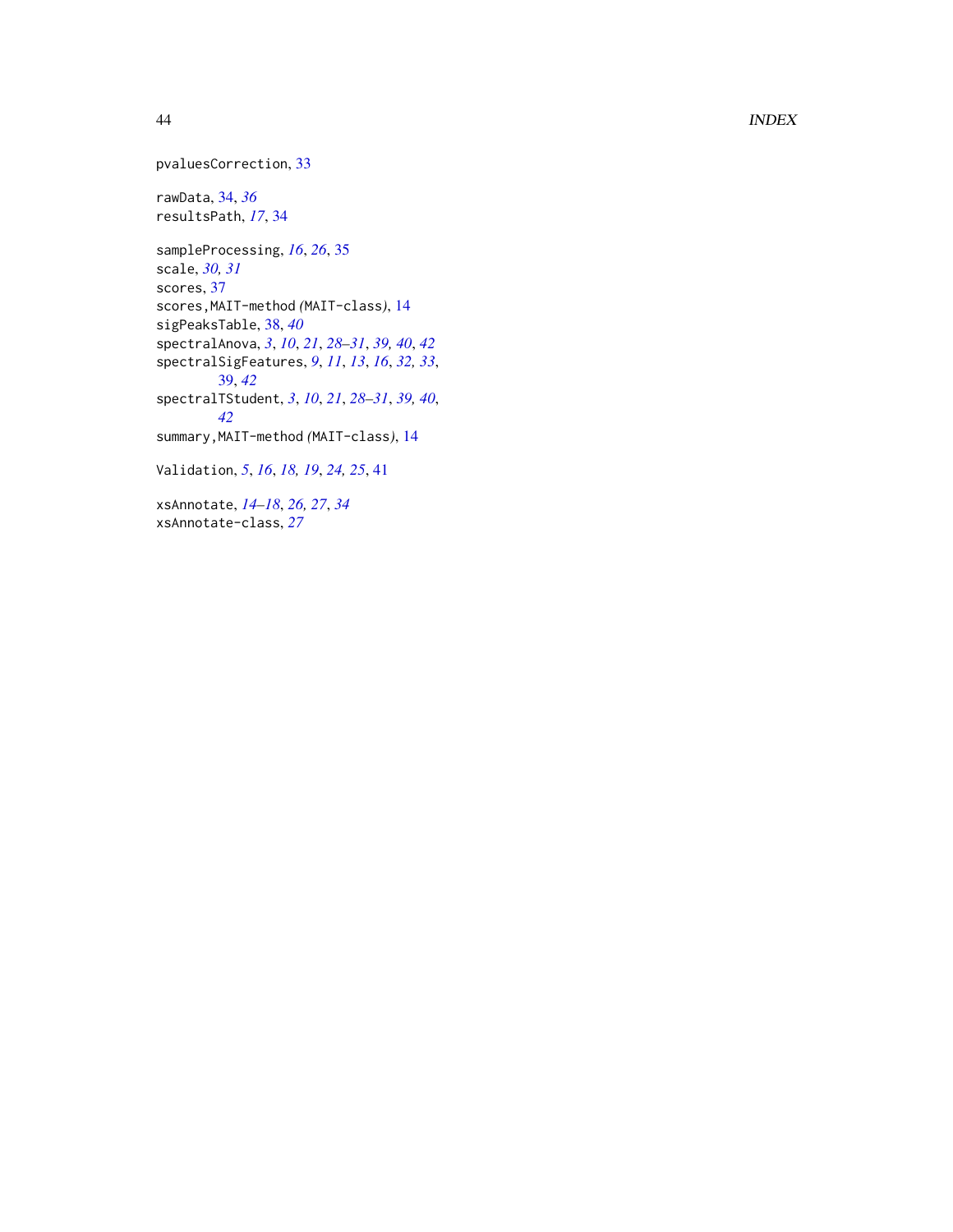pvaluesCorrection, 33

rawData, 34, *36*
resultsPath, *17*, 34

sampleProcessing, *16*, *26*, 35
scale, *30, 31*
scores, 37
scores,MAIT-method *(*MAIT-class*)*, 14
sigPeaksTable, 38, *40*
spectralAnova, *3*, *10*, *21*, *28–31*, *39, 40*, *42*
spectralSigFeatures, *9*, *11*, *13*, *16*, *32, 33*, *39*, *42*
spectralTStudent, *3*, *10*, *21*, *28–31*, *39, 40*, *42*
summary,MAIT-method *(*MAIT-class*)*, 14

Validation, *5*, *16*, *18, 19*, *24, 25*, 41

xsAnnotate, *14–18*, *26, 27*, *34*
xsAnnotate-class, *27*